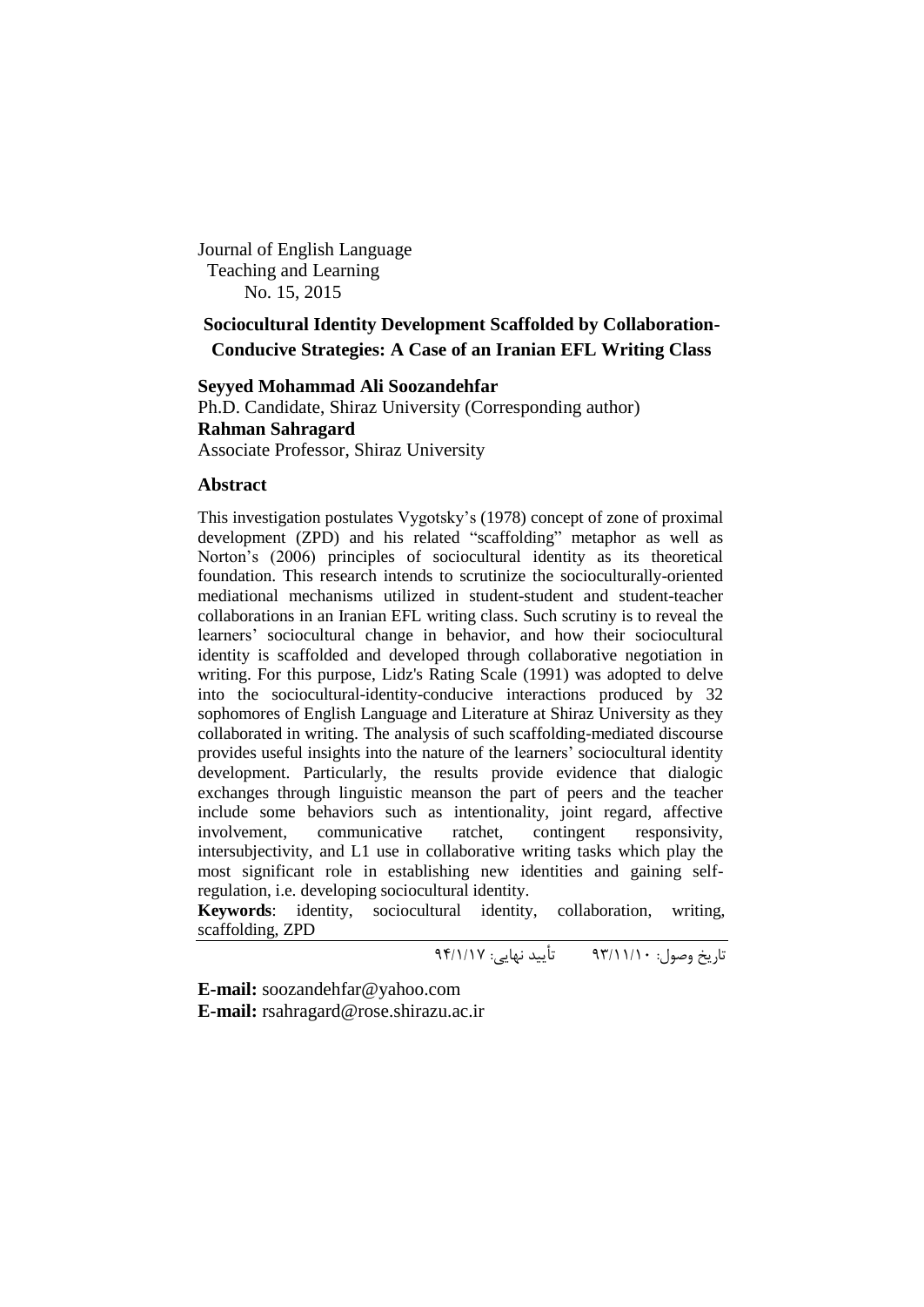Journal of English Language
Teaching and Learning
No. 15, 2015

# Sociocultural Identity Development Scaffolded by Collaboration-Conducive Strategies: A Case of an Iranian EFL Writing Class

**Seyyed Mohammad Ali Soozandehfar**
Ph.D. Candidate, Shiraz University (Corresponding author)
**Rahman Sahragard**
Associate Professor, Shiraz University

## Abstract

This investigation postulates Vygotsky's (1978) concept of zone of proximal development (ZPD) and his related "scaffolding" metaphor as well as Norton's (2006) principles of sociocultural identity as its theoretical foundation. This research intends to scrutinize the socioculturally-oriented mediational mechanisms utilized in student-student and student-teacher collaborations in an Iranian EFL writing class. Such scrutiny is to reveal the learners' sociocultural change in behavior, and how their sociocultural identity is scaffolded and developed through collaborative negotiation in writing. For this purpose, Lidz's Rating Scale (1991) was adopted to delve into the sociocultural-identity-conducive interactions produced by 32 sophomores of English Language and Literature at Shiraz University as they collaborated in writing. The analysis of such scaffolding-mediated discourse provides useful insights into the nature of the learners' sociocultural identity development. Particularly, the results provide evidence that dialogic exchanges through linguistic meanson the part of peers and the teacher include some behaviors such as intentionality, joint regard, affective involvement, communicative ratchet, contingent responsivity, intersubjectivity, and L1 use in collaborative writing tasks which play the most significant role in establishing new identities and gaining self-regulation, i.e. developing sociocultural identity.

**Keywords**: identity, sociocultural identity, collaboration, writing, scaffolding, ZPD

تاریخ وصول: ۹۳/۱۱/۱۰ تأیید نهایی: ۹۴/۱/۱۷

**E-mail:** soozandehfar@yahoo.com
**E-mail:** rsahragard@rose.shirazu.ac.ir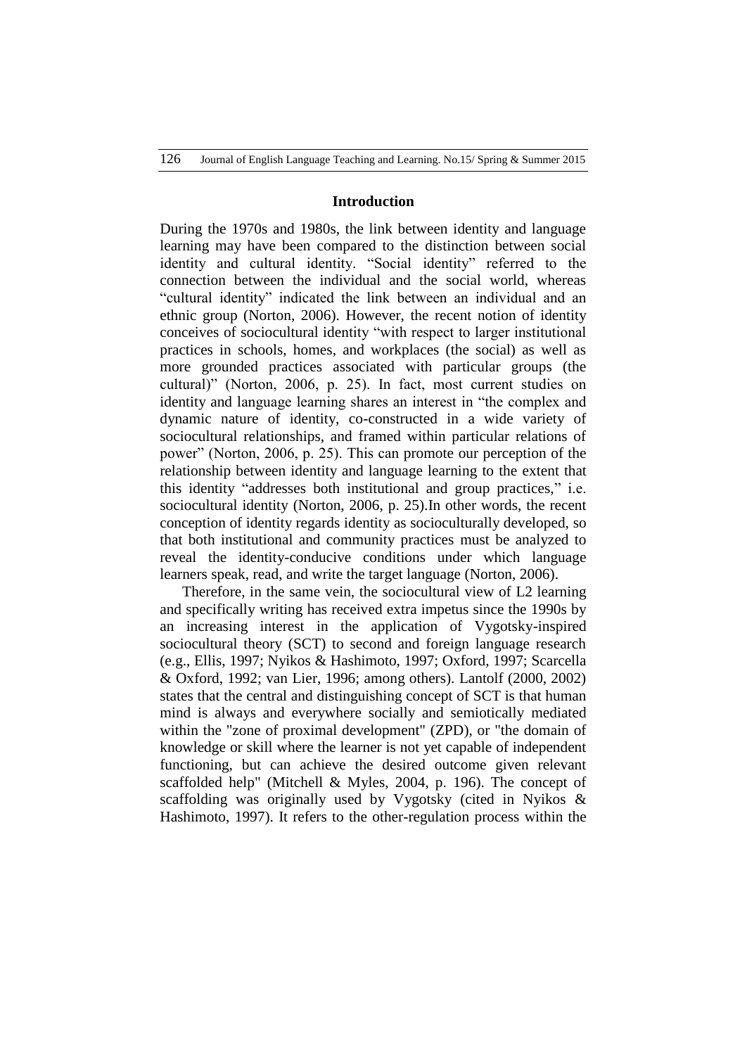## Introduction

During the 1970s and 1980s, the link between identity and language learning may have been compared to the distinction between social identity and cultural identity. "Social identity" referred to the connection between the individual and the social world, whereas "cultural identity" indicated the link between an individual and an ethnic group (Norton, 2006). However, the recent notion of identity conceives of sociocultural identity "with respect to larger institutional practices in schools, homes, and workplaces (the social) as well as more grounded practices associated with particular groups (the cultural)" (Norton, 2006, p. 25). In fact, most current studies on identity and language learning shares an interest in "the complex and dynamic nature of identity, co-constructed in a wide variety of sociocultural relationships, and framed within particular relations of power" (Norton, 2006, p. 25). This can promote our perception of the relationship between identity and language learning to the extent that this identity "addresses both institutional and group practices," i.e. sociocultural identity (Norton, 2006, p. 25).In other words, the recent conception of identity regards identity as socioculturally developed, so that both institutional and community practices must be analyzed to reveal the identity-conducive conditions under which language learners speak, read, and write the target language (Norton, 2006).

Therefore, in the same vein, the sociocultural view of L2 learning and specifically writing has received extra impetus since the 1990s by an increasing interest in the application of Vygotsky-inspired sociocultural theory (SCT) to second and foreign language research (e.g., Ellis, 1997; Nyikos & Hashimoto, 1997; Oxford, 1997; Scarcella & Oxford, 1992; van Lier, 1996; among others). Lantolf (2000, 2002) states that the central and distinguishing concept of SCT is that human mind is always and everywhere socially and semiotically mediated within the "zone of proximal development" (ZPD), or "the domain of knowledge or skill where the learner is not yet capable of independent functioning, but can achieve the desired outcome given relevant scaffolded help" (Mitchell & Myles, 2004, p. 196). The concept of scaffolding was originally used by Vygotsky (cited in Nyikos & Hashimoto, 1997). It refers to the other-regulation process within the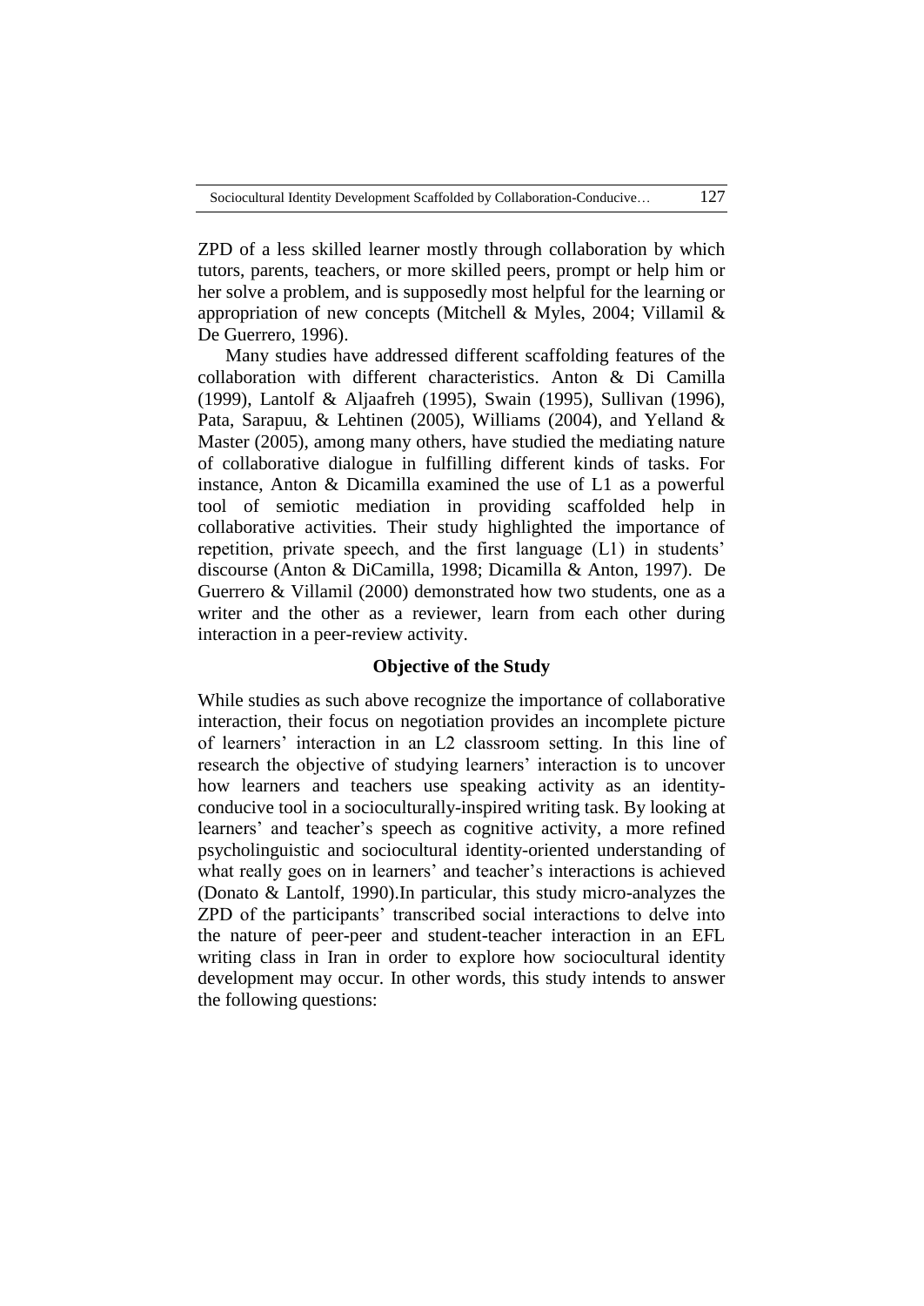ZPD of a less skilled learner mostly through collaboration by which tutors, parents, teachers, or more skilled peers, prompt or help him or her solve a problem, and is supposedly most helpful for the learning or appropriation of new concepts (Mitchell & Myles, 2004; Villamil & De Guerrero, 1996).

Many studies have addressed different scaffolding features of the collaboration with different characteristics. Anton & Di Camilla (1999), Lantolf & Aljaafreh (1995), Swain (1995), Sullivan (1996), Pata, Sarapuu, & Lehtinen (2005), Williams (2004), and Yelland & Master (2005), among many others, have studied the mediating nature of collaborative dialogue in fulfilling different kinds of tasks. For instance, Anton & Dicamilla examined the use of L1 as a powerful tool of semiotic mediation in providing scaffolded help in collaborative activities. Their study highlighted the importance of repetition, private speech, and the first language (L1) in students' discourse (Anton & DiCamilla, 1998; Dicamilla & Anton, 1997). De Guerrero & Villamil (2000) demonstrated how two students, one as a writer and the other as a reviewer, learn from each other during interaction in a peer-review activity.

## Objective of the Study

While studies as such above recognize the importance of collaborative interaction, their focus on negotiation provides an incomplete picture of learners' interaction in an L2 classroom setting. In this line of research the objective of studying learners' interaction is to uncover how learners and teachers use speaking activity as an identity-conducive tool in a socioculturally-inspired writing task. By looking at learners' and teacher's speech as cognitive activity, a more refined psycholinguistic and sociocultural identity-oriented understanding of what really goes on in learners' and teacher's interactions is achieved (Donato & Lantolf, 1990).In particular, this study micro-analyzes the ZPD of the participants' transcribed social interactions to delve into the nature of peer-peer and student-teacher interaction in an EFL writing class in Iran in order to explore how sociocultural identity development may occur. In other words, this study intends to answer the following questions: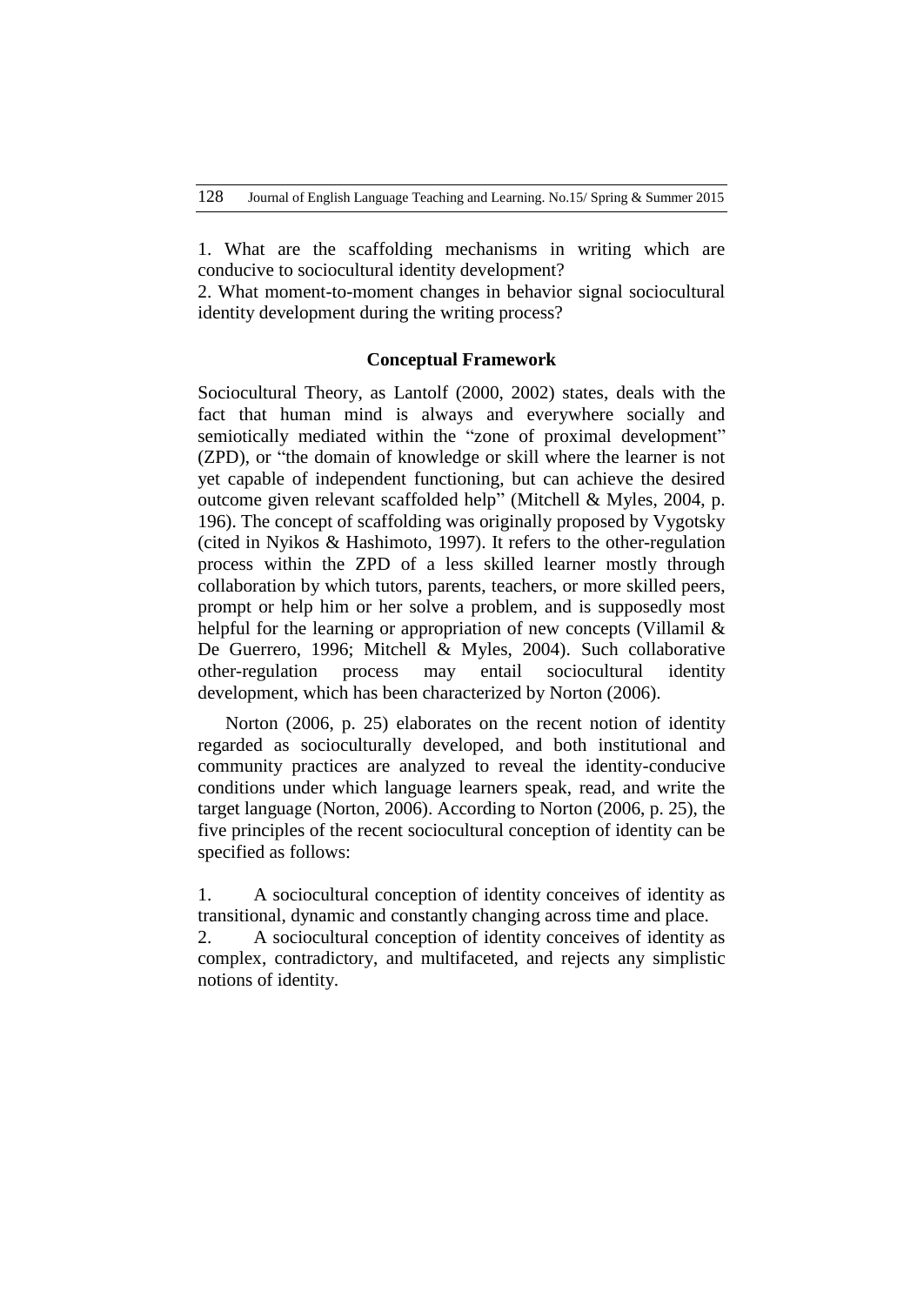1. What are the scaffolding mechanisms in writing which are conducive to sociocultural identity development?

2. What moment-to-moment changes in behavior signal sociocultural identity development during the writing process?

## Conceptual Framework

Sociocultural Theory, as Lantolf (2000, 2002) states, deals with the fact that human mind is always and everywhere socially and semiotically mediated within the "zone of proximal development" (ZPD), or "the domain of knowledge or skill where the learner is not yet capable of independent functioning, but can achieve the desired outcome given relevant scaffolded help" (Mitchell & Myles, 2004, p. 196). The concept of scaffolding was originally proposed by Vygotsky (cited in Nyikos & Hashimoto, 1997). It refers to the other-regulation process within the ZPD of a less skilled learner mostly through collaboration by which tutors, parents, teachers, or more skilled peers, prompt or help him or her solve a problem, and is supposedly most helpful for the learning or appropriation of new concepts (Villamil & De Guerrero, 1996; Mitchell & Myles, 2004). Such collaborative other-regulation process may entail sociocultural identity development, which has been characterized by Norton (2006).

Norton (2006, p. 25) elaborates on the recent notion of identity regarded as socioculturally developed, and both institutional and community practices are analyzed to reveal the identity-conducive conditions under which language learners speak, read, and write the target language (Norton, 2006). According to Norton (2006, p. 25), the five principles of the recent sociocultural conception of identity can be specified as follows:

1. A sociocultural conception of identity conceives of identity as transitional, dynamic and constantly changing across time and place.
2. A sociocultural conception of identity conceives of identity as complex, contradictory, and multifaceted, and rejects any simplistic notions of identity.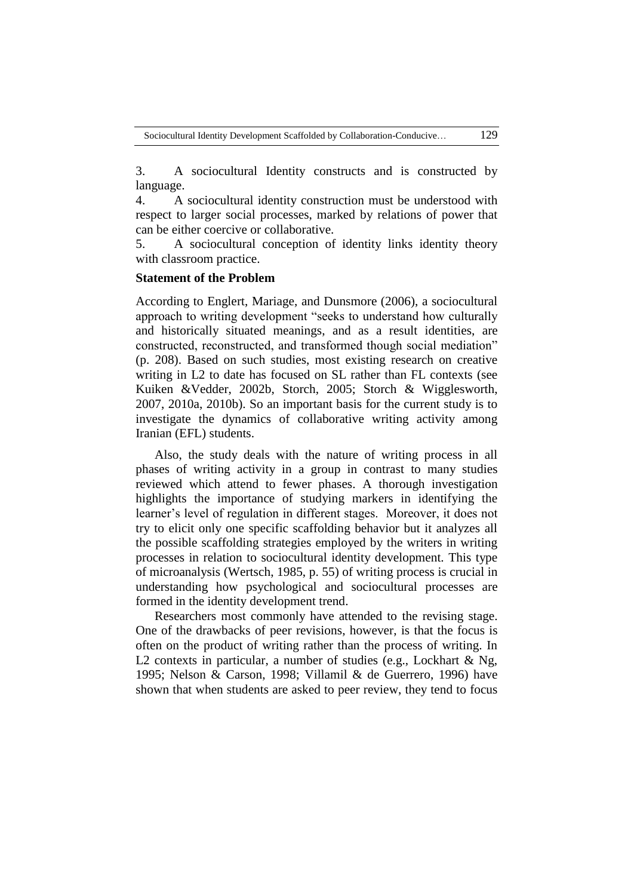3. A sociocultural Identity constructs and is constructed by language.
4. A sociocultural identity construction must be understood with respect to larger social processes, marked by relations of power that can be either coercive or collaborative.
5. A sociocultural conception of identity links identity theory with classroom practice.

**Statement of the Problem**

According to Englert, Mariage, and Dunsmore (2006), a sociocultural approach to writing development "seeks to understand how culturally and historically situated meanings, and as a result identities, are constructed, reconstructed, and transformed though social mediation" (p. 208). Based on such studies, most existing research on creative writing in L2 to date has focused on SL rather than FL contexts (see Kuiken &Vedder, 2002b, Storch, 2005; Storch & Wigglesworth, 2007, 2010a, 2010b). So an important basis for the current study is to investigate the dynamics of collaborative writing activity among Iranian (EFL) students.

Also, the study deals with the nature of writing process in all phases of writing activity in a group in contrast to many studies reviewed which attend to fewer phases. A thorough investigation highlights the importance of studying markers in identifying the learner's level of regulation in different stages. Moreover, it does not try to elicit only one specific scaffolding behavior but it analyzes all the possible scaffolding strategies employed by the writers in writing processes in relation to sociocultural identity development. This type of microanalysis (Wertsch, 1985, p. 55) of writing process is crucial in understanding how psychological and sociocultural processes are formed in the identity development trend.

Researchers most commonly have attended to the revising stage. One of the drawbacks of peer revisions, however, is that the focus is often on the product of writing rather than the process of writing. In L2 contexts in particular, a number of studies (e.g., Lockhart & Ng, 1995; Nelson & Carson, 1998; Villamil & de Guerrero, 1996) have shown that when students are asked to peer review, they tend to focus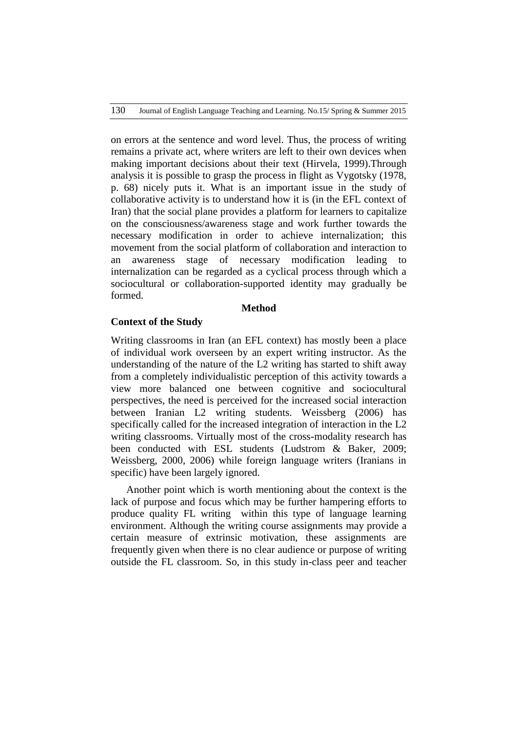on errors at the sentence and word level. Thus, the process of writing remains a private act, where writers are left to their own devices when making important decisions about their text (Hirvela, 1999).Through analysis it is possible to grasp the process in flight as Vygotsky (1978, p. 68) nicely puts it. What is an important issue in the study of collaborative activity is to understand how it is (in the EFL context of Iran) that the social plane provides a platform for learners to capitalize on the consciousness/awareness stage and work further towards the necessary modification in order to achieve internalization; this movement from the social platform of collaboration and interaction to an awareness stage of necessary modification leading to internalization can be regarded as a cyclical process through which a sociocultural or collaboration-supported identity may gradually be formed.

## Method

### Context of the Study

Writing classrooms in Iran (an EFL context) has mostly been a place of individual work overseen by an expert writing instructor. As the understanding of the nature of the L2 writing has started to shift away from a completely individualistic perception of this activity towards a view more balanced one between cognitive and sociocultural perspectives, the need is perceived for the increased social interaction between Iranian L2 writing students. Weissberg (2006) has specifically called for the increased integration of interaction in the L2 writing classrooms. Virtually most of the cross-modality research has been conducted with ESL students (Ludstrom & Baker, 2009; Weissberg, 2000, 2006) while foreign language writers (Iranians in specific) have been largely ignored.

Another point which is worth mentioning about the context is the lack of purpose and focus which may be further hampering efforts to produce quality FL writing within this type of language learning environment. Although the writing course assignments may provide a certain measure of extrinsic motivation, these assignments are frequently given when there is no clear audience or purpose of writing outside the FL classroom. So, in this study in-class peer and teacher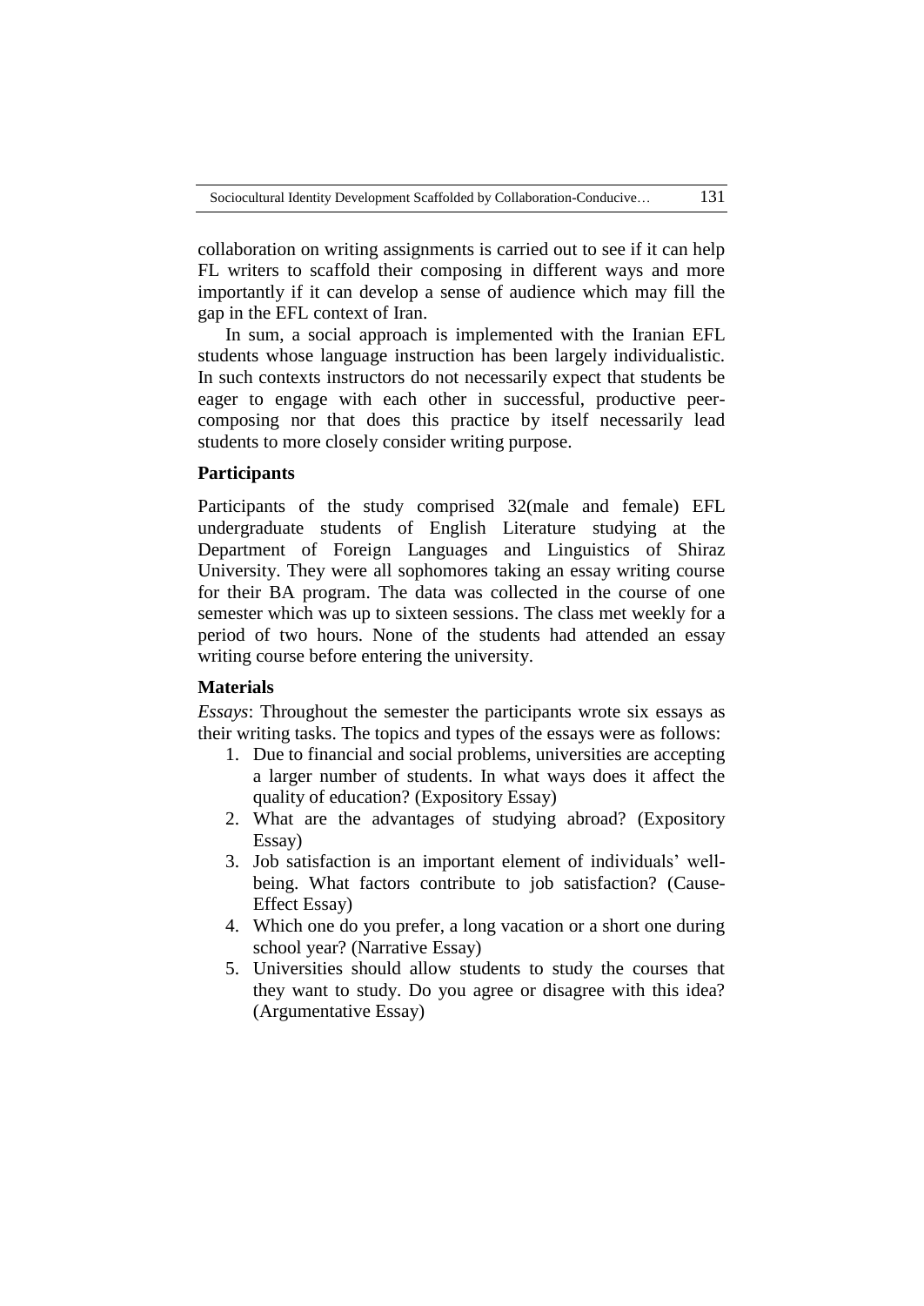collaboration on writing assignments is carried out to see if it can help FL writers to scaffold their composing in different ways and more importantly if it can develop a sense of audience which may fill the gap in the EFL context of Iran.

In sum, a social approach is implemented with the Iranian EFL students whose language instruction has been largely individualistic. In such contexts instructors do not necessarily expect that students be eager to engage with each other in successful, productive peer-composing nor that does this practice by itself necessarily lead students to more closely consider writing purpose.

### Participants

Participants of the study comprised 32(male and female) EFL undergraduate students of English Literature studying at the Department of Foreign Languages and Linguistics of Shiraz University. They were all sophomores taking an essay writing course for their BA program. The data was collected in the course of one semester which was up to sixteen sessions. The class met weekly for a period of two hours. None of the students had attended an essay writing course before entering the university.

### Materials

*Essays*: Throughout the semester the participants wrote six essays as their writing tasks. The topics and types of the essays were as follows:

1. Due to financial and social problems, universities are accepting a larger number of students. In what ways does it affect the quality of education? (Expository Essay)
2. What are the advantages of studying abroad? (Expository Essay)
3. Job satisfaction is an important element of individuals' well-being. What factors contribute to job satisfaction? (Cause-Effect Essay)
4. Which one do you prefer, a long vacation or a short one during school year? (Narrative Essay)
5. Universities should allow students to study the courses that they want to study. Do you agree or disagree with this idea? (Argumentative Essay)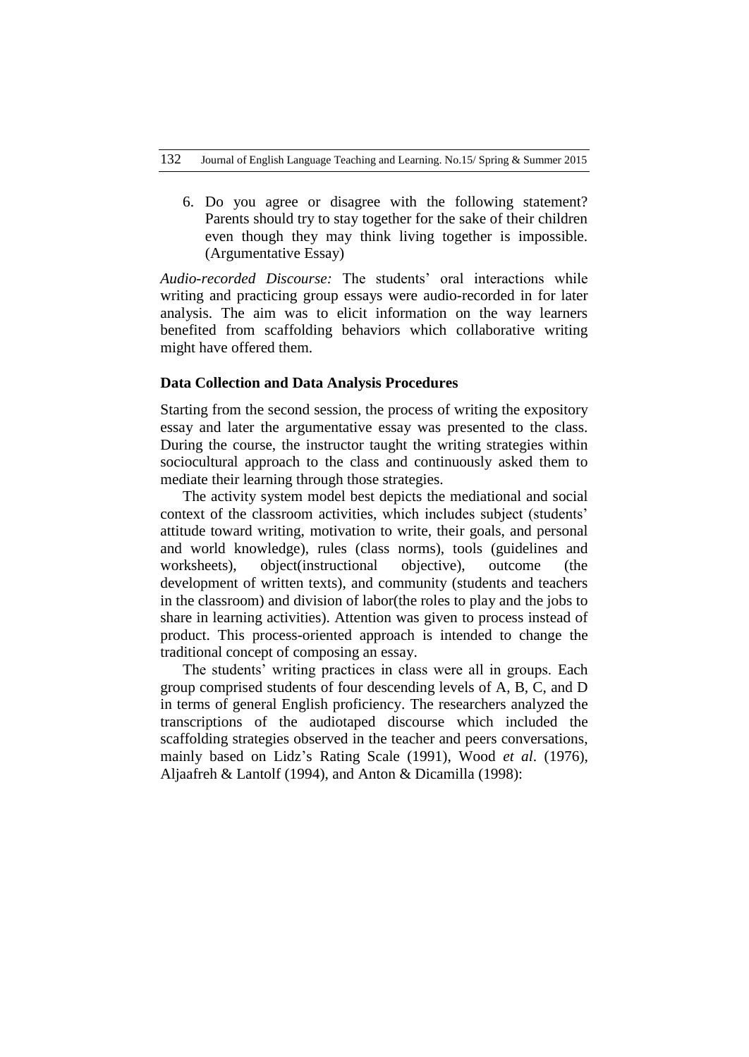6. Do you agree or disagree with the following statement? Parents should try to stay together for the sake of their children even though they may think living together is impossible. (Argumentative Essay)

*Audio-recorded Discourse:* The students' oral interactions while writing and practicing group essays were audio-recorded in for later analysis. The aim was to elicit information on the way learners benefited from scaffolding behaviors which collaborative writing might have offered them.

### Data Collection and Data Analysis Procedures

Starting from the second session, the process of writing the expository essay and later the argumentative essay was presented to the class. During the course, the instructor taught the writing strategies within sociocultural approach to the class and continuously asked them to mediate their learning through those strategies.

The activity system model best depicts the mediational and social context of the classroom activities, which includes subject (students' attitude toward writing, motivation to write, their goals, and personal and world knowledge), rules (class norms), tools (guidelines and worksheets), object(instructional objective), outcome (the development of written texts), and community (students and teachers in the classroom) and division of labor(the roles to play and the jobs to share in learning activities). Attention was given to process instead of product. This process-oriented approach is intended to change the traditional concept of composing an essay.

The students' writing practices in class were all in groups. Each group comprised students of four descending levels of A, B, C, and D in terms of general English proficiency. The researchers analyzed the transcriptions of the audiotaped discourse which included the scaffolding strategies observed in the teacher and peers conversations, mainly based on Lidz's Rating Scale (1991), Wood *et al*. (1976), Aljaafreh & Lantolf (1994), and Anton & Dicamilla (1998):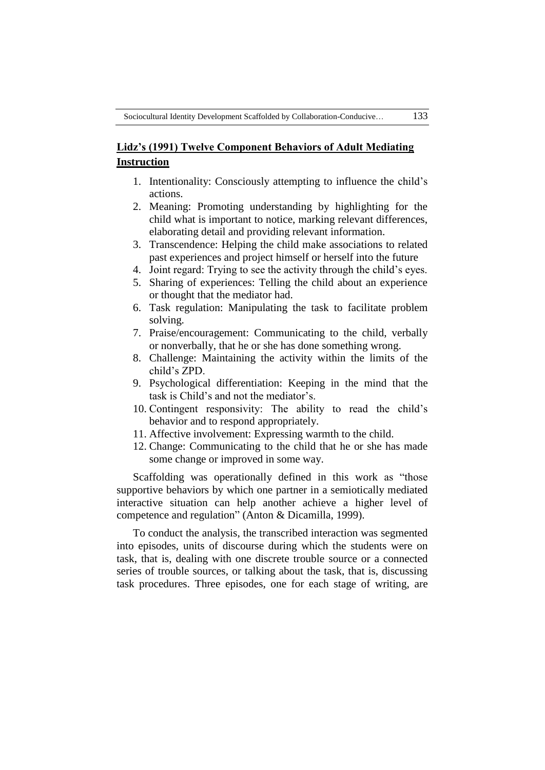**Lidz's (1991) Twelve Component Behaviors of Adult Mediating Instruction**

1. Intentionality: Consciously attempting to influence the child's actions.
2. Meaning: Promoting understanding by highlighting for the child what is important to notice, marking relevant differences, elaborating detail and providing relevant information.
3. Transcendence: Helping the child make associations to related past experiences and project himself or herself into the future
4. Joint regard: Trying to see the activity through the child's eyes.
5. Sharing of experiences: Telling the child about an experience or thought that the mediator had.
6. Task regulation: Manipulating the task to facilitate problem solving.
7. Praise/encouragement: Communicating to the child, verbally or nonverbally, that he or she has done something wrong.
8. Challenge: Maintaining the activity within the limits of the child's ZPD.
9. Psychological differentiation: Keeping in the mind that the task is Child's and not the mediator's.
10. Contingent responsivity: The ability to read the child's behavior and to respond appropriately.
11. Affective involvement: Expressing warmth to the child.
12. Change: Communicating to the child that he or she has made some change or improved in some way.

Scaffolding was operationally defined in this work as "those supportive behaviors by which one partner in a semiotically mediated interactive situation can help another achieve a higher level of competence and regulation" (Anton & Dicamilla, 1999).

To conduct the analysis, the transcribed interaction was segmented into episodes, units of discourse during which the students were on task, that is, dealing with one discrete trouble source or a connected series of trouble sources, or talking about the task, that is, discussing task procedures. Three episodes, one for each stage of writing, are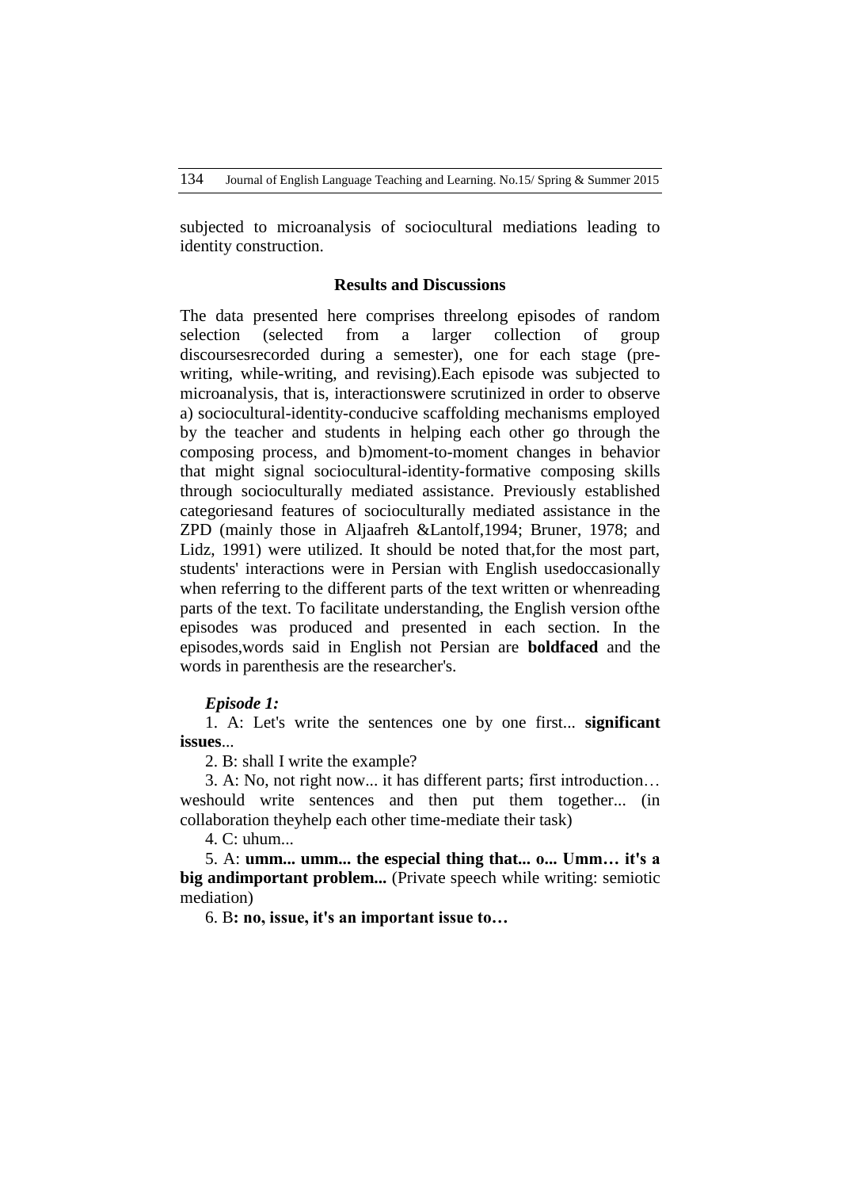subjected to microanalysis of sociocultural mediations leading to identity construction.

## Results and Discussions

The data presented here comprises threelong episodes of random selection (selected from a larger collection of group discoursesrecorded during a semester), one for each stage (pre-writing, while-writing, and revising).Each episode was subjected to microanalysis, that is, interactionswere scrutinized in order to observe a) sociocultural-identity-conducive scaffolding mechanisms employed by the teacher and students in helping each other go through the composing process, and b)moment-to-moment changes in behavior that might signal sociocultural-identity-formative composing skills through socioculturally mediated assistance. Previously established categoriesand features of socioculturally mediated assistance in the ZPD (mainly those in Aljaafreh &Lantolf,1994; Bruner, 1978; and Lidz, 1991) were utilized. It should be noted that,for the most part, students' interactions were in Persian with English usedoccasionally when referring to the different parts of the text written or whenreading parts of the text. To facilitate understanding, the English version ofthe episodes was produced and presented in each section. In the episodes,words said in English not Persian are **boldfaced** and the words in parenthesis are the researcher's.

***Episode 1:***

1. A: Let's write the sentences one by one first... **significant issues**...

2. B: shall I write the example?

3. A: No, not right now... it has different parts; first introduction… weshould write sentences and then put them together... (in collaboration theyhelp each other time-mediate their task)

4. C: uhum...

5. A: **umm... umm... the especial thing that... o... Umm… it's a big andimportant problem...** (Private speech while writing: semiotic mediation)

6. B**: no, issue, it's an important issue to…**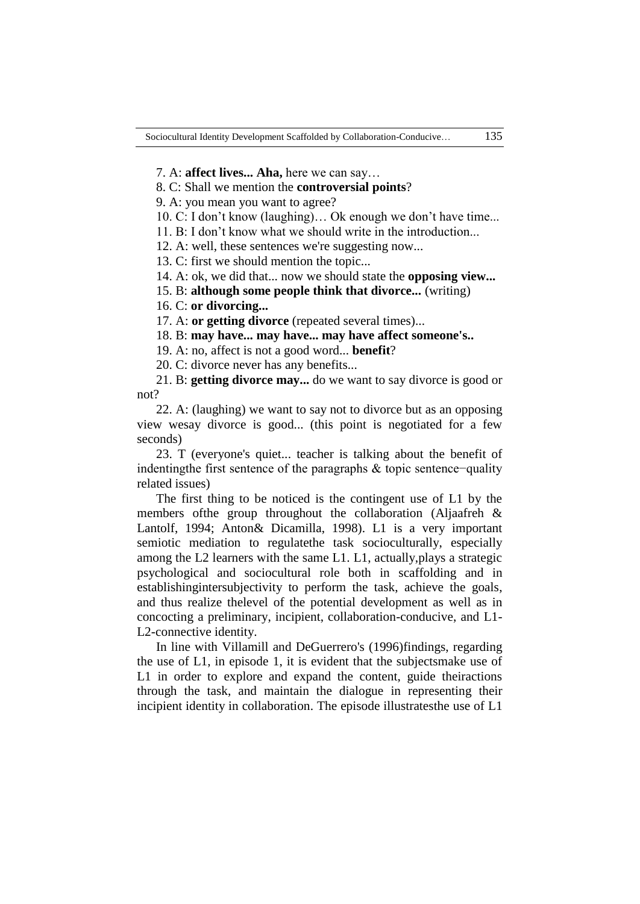7. A: **affect lives... Aha,** here we can say…

8. C: Shall we mention the **controversial points**?

9. A: you mean you want to agree?

10. C: I don't know (laughing)… Ok enough we don't have time...

11. B: I don't know what we should write in the introduction...

12. A: well, these sentences we're suggesting now...

13. C: first we should mention the topic...

14. A: ok, we did that... now we should state the **opposing view...**

15. B: **although some people think that divorce...** (writing)

16. C: **or divorcing...**

17. A: **or getting divorce** (repeated several times)...

18. B: **may have... may have... may have affect someone's..**

19. A: no, affect is not a good word... **benefit**?

20. C: divorce never has any benefits...

21. B: **getting divorce may...** do we want to say divorce is good or not?

22. A: (laughing) we want to say not to divorce but as an opposing view wesay divorce is good... (this point is negotiated for a few seconds)

23. T (everyone's quiet... teacher is talking about the benefit of indentingthe first sentence of the paragraphs & topic sentence−quality related issues)

The first thing to be noticed is the contingent use of L1 by the members ofthe group throughout the collaboration (Aljaafreh & Lantolf, 1994; Anton& Dicamilla, 1998). L1 is a very important semiotic mediation to regulatethe task socioculturally, especially among the L2 learners with the same L1. L1, actually,plays a strategic psychological and sociocultural role both in scaffolding and in establishingintersubjectivity to perform the task, achieve the goals, and thus realize thelevel of the potential development as well as in concocting a preliminary, incipient, collaboration-conducive, and L1-L2-connective identity.

In line with Villamill and DeGuerrero's (1996)findings, regarding the use of L1, in episode 1, it is evident that the subjectsmake use of L1 in order to explore and expand the content, guide theiractions through the task, and maintain the dialogue in representing their incipient identity in collaboration. The episode illustratesthe use of L1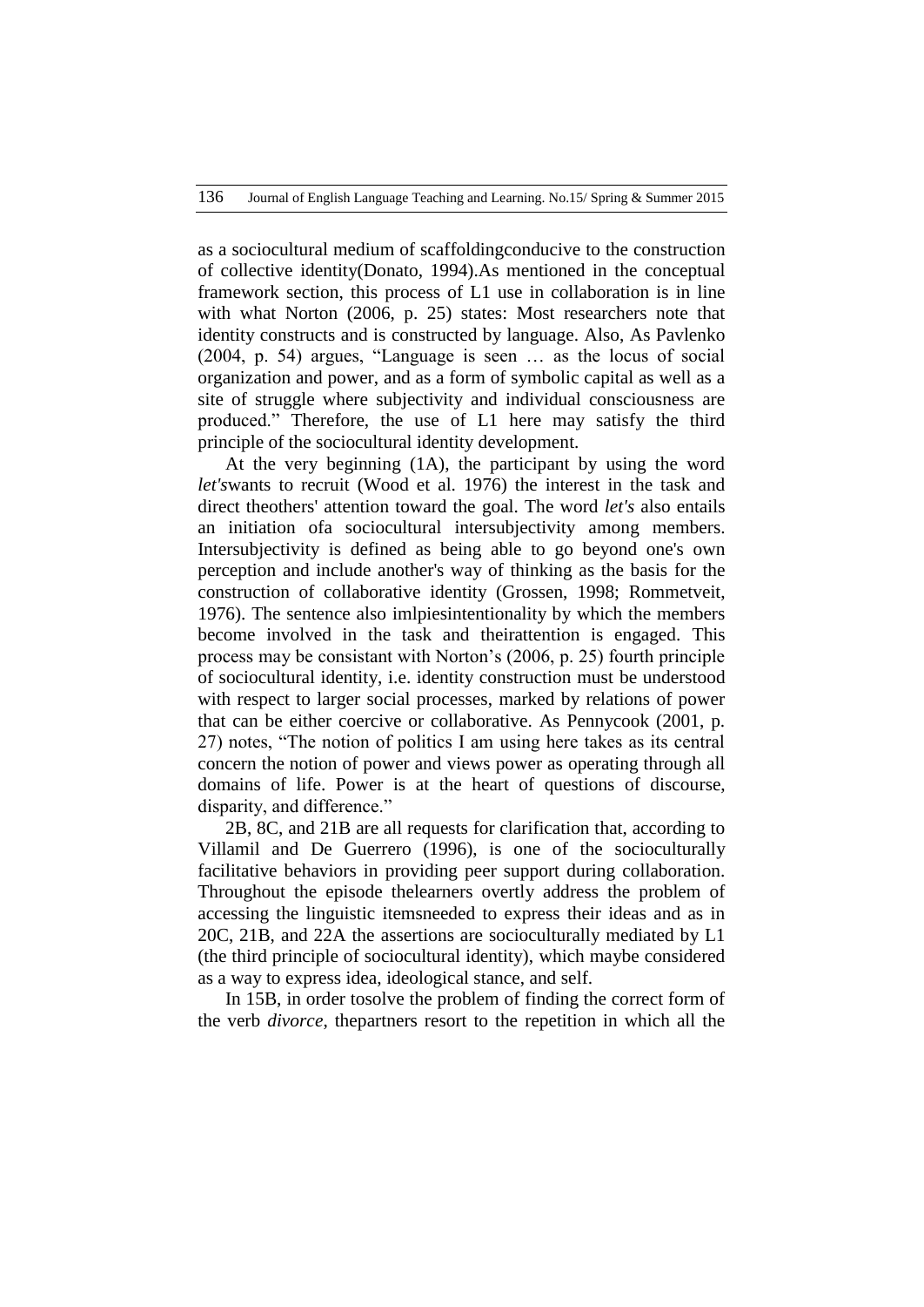as a sociocultural medium of scaffoldingconducive to the construction of collective identity(Donato, 1994).As mentioned in the conceptual framework section, this process of L1 use in collaboration is in line with what Norton (2006, p. 25) states: Most researchers note that identity constructs and is constructed by language. Also, As Pavlenko (2004, p. 54) argues, "Language is seen … as the locus of social organization and power, and as a form of symbolic capital as well as a site of struggle where subjectivity and individual consciousness are produced." Therefore, the use of L1 here may satisfy the third principle of the sociocultural identity development.

At the very beginning (1A), the participant by using the word *let's*wants to recruit (Wood et al. 1976) the interest in the task and direct theothers' attention toward the goal. The word *let's* also entails an initiation ofa sociocultural intersubjectivity among members. Intersubjectivity is defined as being able to go beyond one's own perception and include another's way of thinking as the basis for the construction of collaborative identity (Grossen, 1998; Rommetveit, 1976). The sentence also imlpiesintentionality by which the members become involved in the task and theirattention is engaged. This process may be consistant with Norton's (2006, p. 25) fourth principle of sociocultural identity, i.e. identity construction must be understood with respect to larger social processes, marked by relations of power that can be either coercive or collaborative. As Pennycook (2001, p. 27) notes, "The notion of politics I am using here takes as its central concern the notion of power and views power as operating through all domains of life. Power is at the heart of questions of discourse, disparity, and difference."

2B, 8C, and 21B are all requests for clarification that, according to Villamil and De Guerrero (1996), is one of the socioculturally facilitative behaviors in providing peer support during collaboration. Throughout the episode thelearners overtly address the problem of accessing the linguistic itemsneeded to express their ideas and as in 20C, 21B, and 22A the assertions are socioculturally mediated by L1 (the third principle of sociocultural identity), which maybe considered as a way to express idea, ideological stance, and self.

In 15B, in order tosolve the problem of finding the correct form of the verb *divorce*, thepartners resort to the repetition in which all the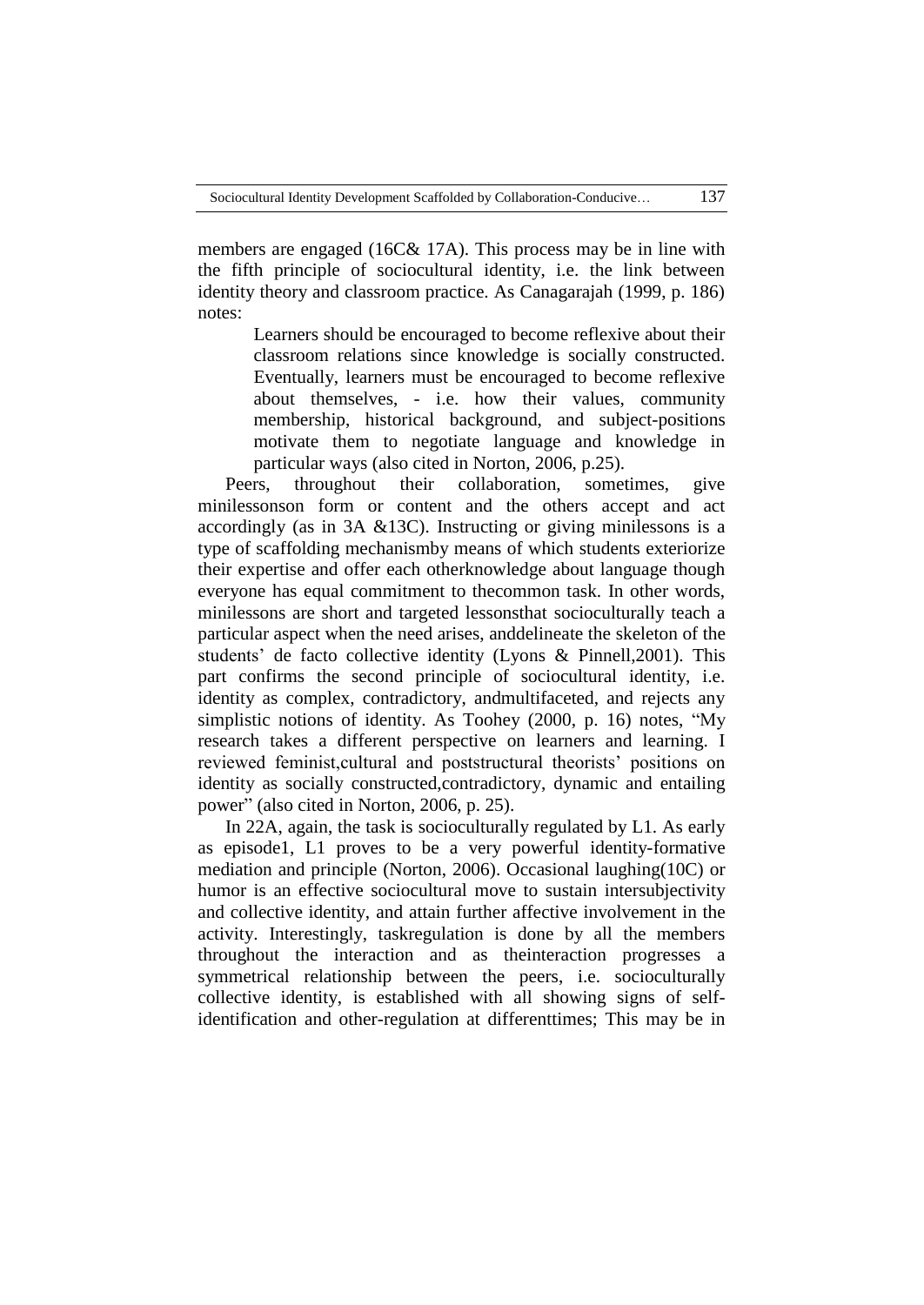members are engaged (16C& 17A). This process may be in line with the fifth principle of sociocultural identity, i.e. the link between identity theory and classroom practice. As Canagarajah (1999, p. 186) notes:

> Learners should be encouraged to become reflexive about their classroom relations since knowledge is socially constructed. Eventually, learners must be encouraged to become reflexive about themselves, - i.e. how their values, community membership, historical background, and subject-positions motivate them to negotiate language and knowledge in particular ways (also cited in Norton, 2006, p.25).

Peers, throughout their collaboration, sometimes, give minilessonson form or content and the others accept and act accordingly (as in 3A &13C). Instructing or giving minilessons is a type of scaffolding mechanismby means of which students exteriorize their expertise and offer each otherknowledge about language though everyone has equal commitment to thecommon task. In other words, minilessons are short and targeted lessonsthat socioculturally teach a particular aspect when the need arises, anddelineate the skeleton of the students' de facto collective identity (Lyons & Pinnell,2001). This part confirms the second principle of sociocultural identity, i.e. identity as complex, contradictory, andmultifaceted, and rejects any simplistic notions of identity. As Toohey (2000, p. 16) notes, "My research takes a different perspective on learners and learning. I reviewed feminist,cultural and poststructural theorists' positions on identity as socially constructed,contradictory, dynamic and entailing power" (also cited in Norton, 2006, p. 25).

In 22A, again, the task is socioculturally regulated by L1. As early as episode1, L1 proves to be a very powerful identity-formative mediation and principle (Norton, 2006). Occasional laughing(10C) or humor is an effective sociocultural move to sustain intersubjectivity and collective identity, and attain further affective involvement in the activity. Interestingly, taskregulation is done by all the members throughout the interaction and as theinteraction progresses a symmetrical relationship between the peers, i.e. socioculturally collective identity, is established with all showing signs of self-identification and other-regulation at differenttimes; This may be in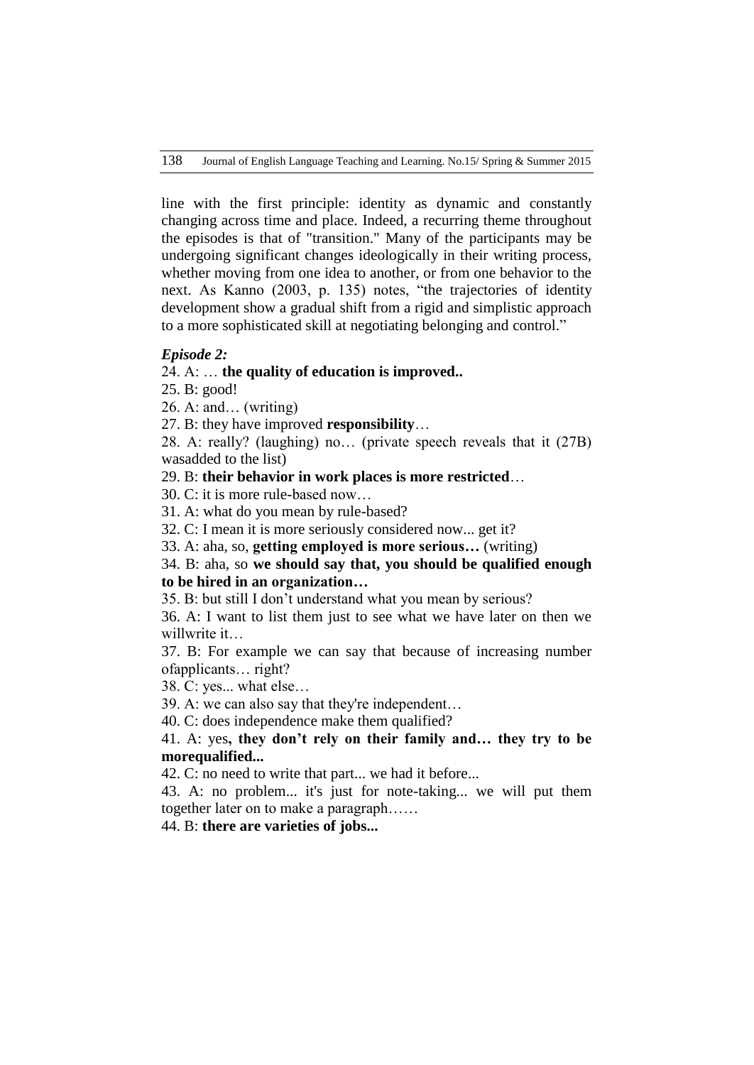line with the first principle: identity as dynamic and constantly changing across time and place. Indeed, a recurring theme throughout the episodes is that of "transition." Many of the participants may be undergoing significant changes ideologically in their writing process, whether moving from one idea to another, or from one behavior to the next. As Kanno (2003, p. 135) notes, “the trajectories of identity development show a gradual shift from a rigid and simplistic approach to a more sophisticated skill at negotiating belonging and control.”

***Episode 2:***

24. A: … **the quality of education is improved..**

25. B: good!

26. A: and… (writing)

27. B: they have improved **responsibility**…

28. A: really? (laughing) no… (private speech reveals that it (27B) wasadded to the list)

29. B: **their behavior in work places is more restricted**…

30. C: it is more rule-based now…

31. A: what do you mean by rule-based?

32. C: I mean it is more seriously considered now... get it?

33. A: aha, so, **getting employed is more serious…** (writing)

34. B: aha, so **we should say that, you should be qualified enough to be hired in an organization…**

35. B: but still I don’t understand what you mean by serious?

36. A: I want to list them just to see what we have later on then we willwrite it…

37. B: For example we can say that because of increasing number ofapplicants… right?

38. C: yes... what else…

39. A: we can also say that they're independent…

40. C: does independence make them qualified?

41. A: yes**, they don’t rely on their family and… they try to be morequalified...**

42. C: no need to write that part... we had it before...

43. A: no problem... it's just for note-taking... we will put them together later on to make a paragraph……

44. B: **there are varieties of jobs...**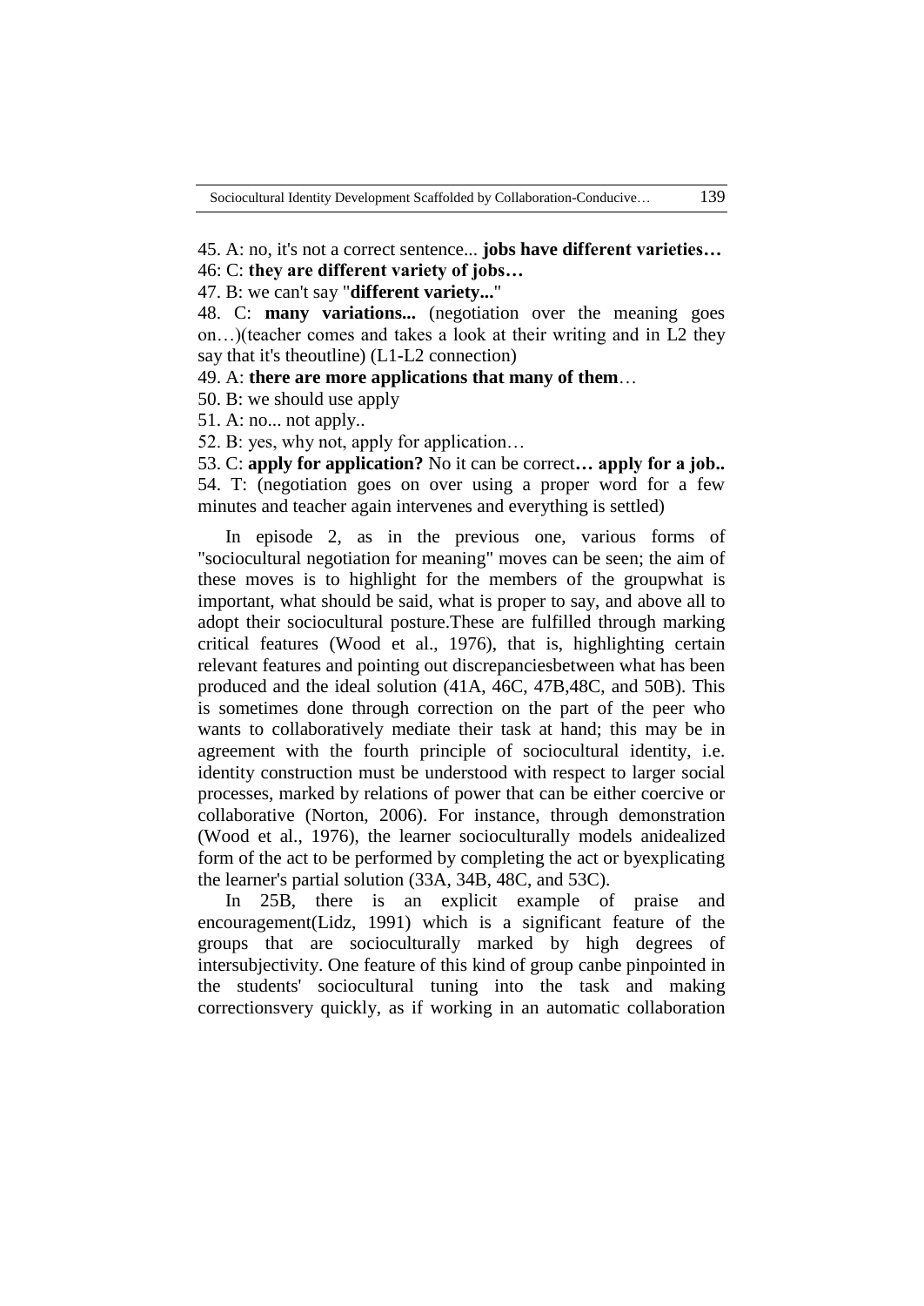45. A: no, it's not a correct sentence... **jobs have different varieties…**

46: C: **they are different variety of jobs…**

47. B: we can't say "**different variety...**"

48. C: **many variations...** (negotiation over the meaning goes on…)(teacher comes and takes a look at their writing and in L2 they say that it's theoutline) (L1-L2 connection)

49. A: **there are more applications that many of them**…

50. B: we should use apply

51. A: no... not apply..

52. B: yes, why not, apply for application…

53. C: **apply for application?** No it can be correct**… apply for a job..**

54. T: (negotiation goes on over using a proper word for a few minutes and teacher again intervenes and everything is settled)

In episode 2, as in the previous one, various forms of "sociocultural negotiation for meaning" moves can be seen; the aim of these moves is to highlight for the members of the groupwhat is important, what should be said, what is proper to say, and above all to adopt their sociocultural posture.These are fulfilled through marking critical features (Wood et al., 1976), that is, highlighting certain relevant features and pointing out discrepanciesbetween what has been produced and the ideal solution (41A, 46C, 47B,48C, and 50B). This is sometimes done through correction on the part of the peer who wants to collaboratively mediate their task at hand; this may be in agreement with the fourth principle of sociocultural identity, i.e. identity construction must be understood with respect to larger social processes, marked by relations of power that can be either coercive or collaborative (Norton, 2006). For instance, through demonstration (Wood et al., 1976), the learner socioculturally models anidealized form of the act to be performed by completing the act or byexplicating the learner's partial solution (33A, 34B, 48C, and 53C).

In 25B, there is an explicit example of praise and encouragement(Lidz, 1991) which is a significant feature of the groups that are socioculturally marked by high degrees of intersubjectivity. One feature of this kind of group canbe pinpointed in the students' sociocultural tuning into the task and making correctionsvery quickly, as if working in an automatic collaboration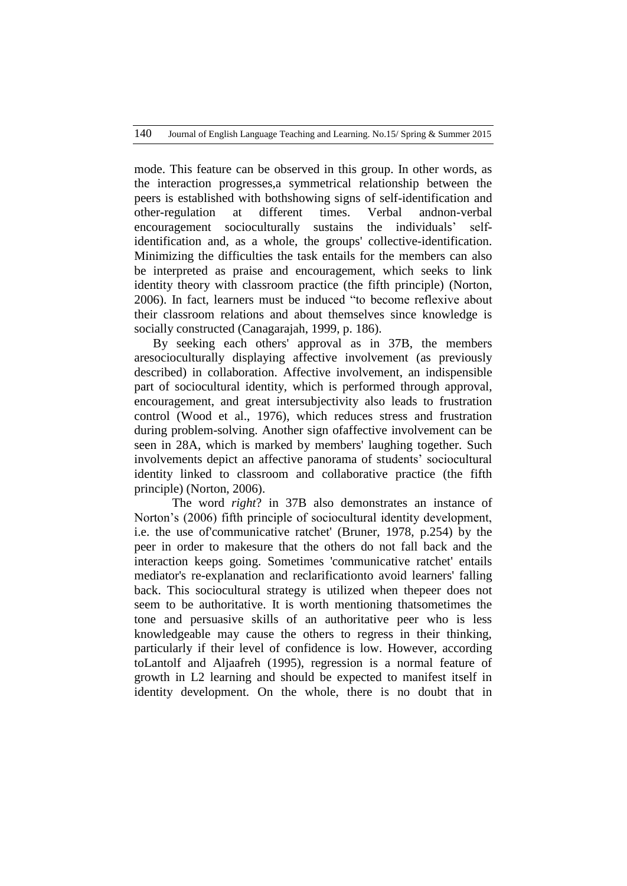mode. This feature can be observed in this group. In other words, as the interaction progresses,a symmetrical relationship between the peers is established with bothshowing signs of self-identification and other-regulation at different times. Verbal andnon-verbal encouragement socioculturally sustains the individuals' self-identification and, as a whole, the groups' collective-identification. Minimizing the difficulties the task entails for the members can also be interpreted as praise and encouragement, which seeks to link identity theory with classroom practice (the fifth principle) (Norton, 2006). In fact, learners must be induced "to become reflexive about their classroom relations and about themselves since knowledge is socially constructed (Canagarajah, 1999, p. 186).

By seeking each others' approval as in 37B, the members aresocioculturally displaying affective involvement (as previously described) in collaboration. Affective involvement, an indispensible part of sociocultural identity, which is performed through approval, encouragement, and great intersubjectivity also leads to frustration control (Wood et al., 1976), which reduces stress and frustration during problem-solving. Another sign ofaffective involvement can be seen in 28A, which is marked by members' laughing together. Such involvements depict an affective panorama of students' sociocultural identity linked to classroom and collaborative practice (the fifth principle) (Norton, 2006).

The word *right*? in 37B also demonstrates an instance of Norton's (2006) fifth principle of sociocultural identity development, i.e. the use of'communicative ratchet' (Bruner, 1978, p.254) by the peer in order to makesure that the others do not fall back and the interaction keeps going. Sometimes 'communicative ratchet' entails mediator's re-explanation and reclarificationto avoid learners' falling back. This sociocultural strategy is utilized when thepeer does not seem to be authoritative. It is worth mentioning thatsometimes the tone and persuasive skills of an authoritative peer who is less knowledgeable may cause the others to regress in their thinking, particularly if their level of confidence is low. However, according toLantolf and Aljaafreh (1995), regression is a normal feature of growth in L2 learning and should be expected to manifest itself in identity development. On the whole, there is no doubt that in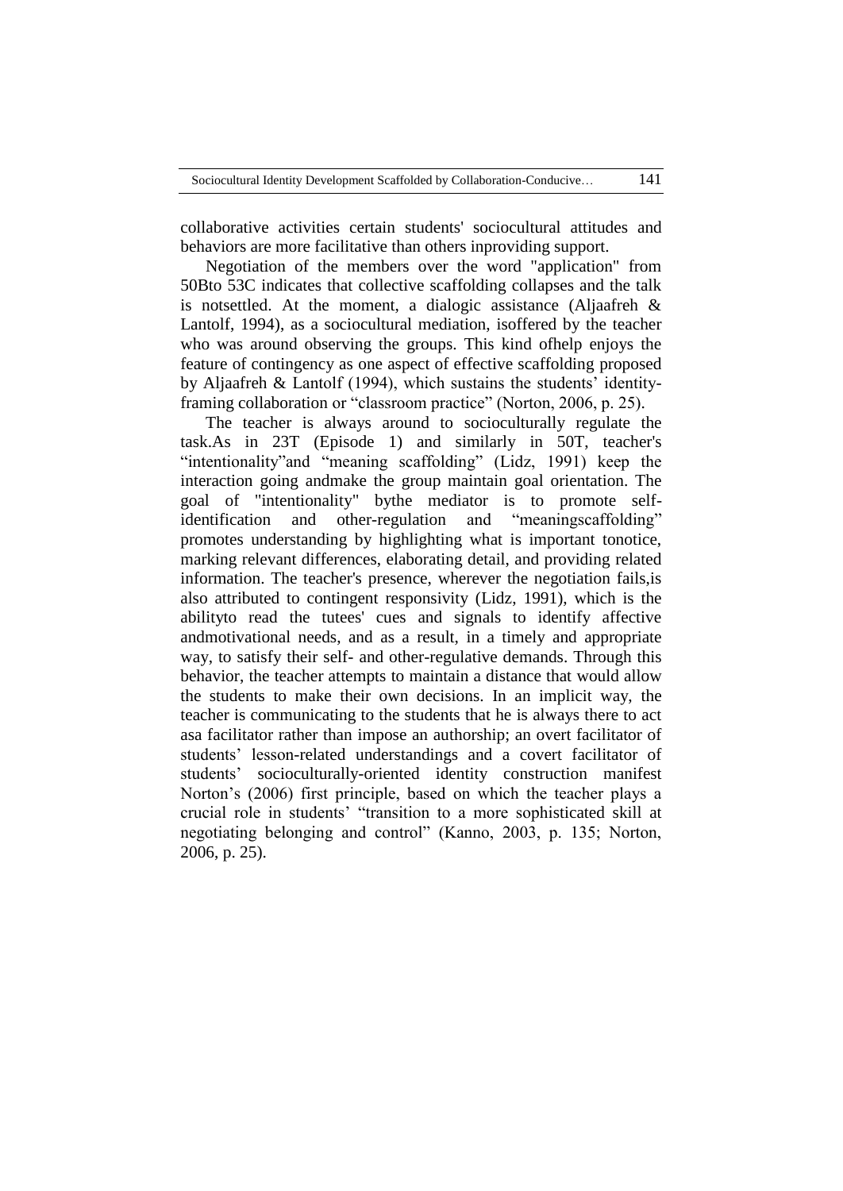collaborative activities certain students' sociocultural attitudes and behaviors are more facilitative than others inproviding support.

Negotiation of the members over the word "application" from 50Bto 53C indicates that collective scaffolding collapses and the talk is notsettled. At the moment, a dialogic assistance (Aljaafreh & Lantolf, 1994), as a sociocultural mediation, isoffered by the teacher who was around observing the groups. This kind ofhelp enjoys the feature of contingency as one aspect of effective scaffolding proposed by Aljaafreh & Lantolf (1994), which sustains the students' identity-framing collaboration or "classroom practice" (Norton, 2006, p. 25).

The teacher is always around to socioculturally regulate the task.As in 23T (Episode 1) and similarly in 50T, teacher's "intentionality"and "meaning scaffolding" (Lidz, 1991) keep the interaction going andmake the group maintain goal orientation. The goal of "intentionality" bythe mediator is to promote self-identification and other-regulation and "meaningscaffolding" promotes understanding by highlighting what is important tonotice, marking relevant differences, elaborating detail, and providing related information. The teacher's presence, wherever the negotiation fails,is also attributed to contingent responsivity (Lidz, 1991), which is the abilityto read the tutees' cues and signals to identify affective andmotivational needs, and as a result, in a timely and appropriate way, to satisfy their self- and other-regulative demands. Through this behavior, the teacher attempts to maintain a distance that would allow the students to make their own decisions. In an implicit way, the teacher is communicating to the students that he is always there to act asa facilitator rather than impose an authorship; an overt facilitator of students' lesson-related understandings and a covert facilitator of students' socioculturally-oriented identity construction manifest Norton's (2006) first principle, based on which the teacher plays a crucial role in students' "transition to a more sophisticated skill at negotiating belonging and control" (Kanno, 2003, p. 135; Norton, 2006, p. 25).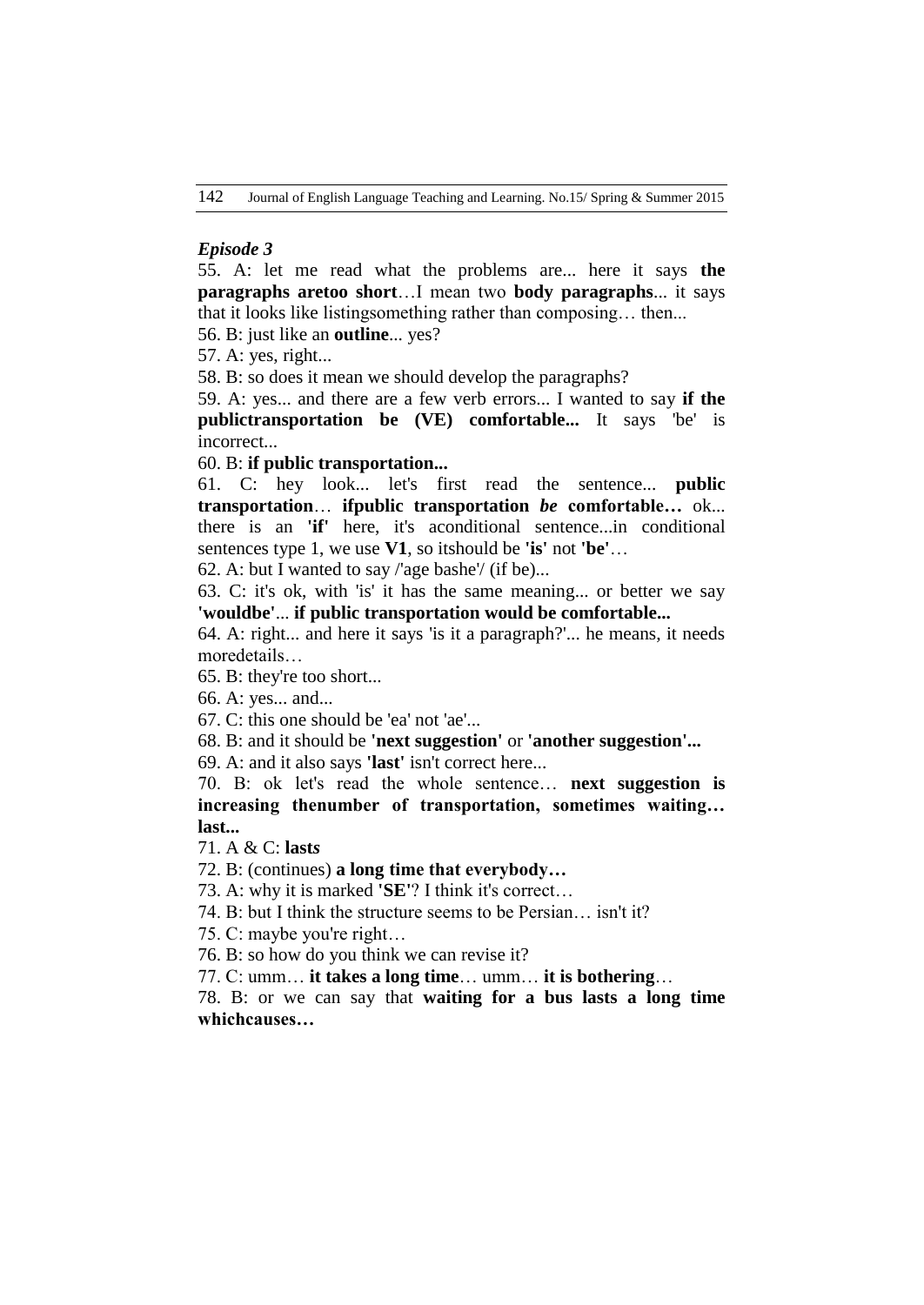*Episode 3*

55. A: let me read what the problems are... here it says **the paragraphs aretoo short**…I mean two **body paragraphs**... it says that it looks like listingsomething rather than composing… then...

56. B: just like an **outline**... yes?

57. A: yes, right...

58. B: so does it mean we should develop the paragraphs?

59. A: yes... and there are a few verb errors... I wanted to say **if the publictransportation be (VE) comfortable...** It says 'be' is incorrect...

60. B: **if public transportation...**

61. C: hey look... let's first read the sentence... **public transportation**… **ifpublic transportation *be* comfortable…** ok... there is an **'if'** here, it's aconditional sentence...in conditional sentences type 1, we use **V1**, so itshould be **'is'** not **'be'**…

62. A: but I wanted to say /'age bashe'/ (if be)...

63. C: it's ok, with 'is' it has the same meaning... or better we say **'wouldbe'**... **if public transportation would be comfortable...**

64. A: right... and here it says 'is it a paragraph?'... he means, it needs moredetails…

65. B: they're too short...

66. A: yes... and...

67. C: this one should be 'ea' not 'ae'...

68. B: and it should be **'next suggestion'** or **'another suggestion'...**

69. A: and it also says **'last'** isn't correct here...

70. B: ok let's read the whole sentence… **next suggestion is increasing thenumber of transportation, sometimes waiting… last...**

71. A & C: **last*s***

72. B: (continues) **a long time that everybody…**

73. A: why it is marked **'SE'**? I think it's correct…

74. B: but I think the structure seems to be Persian… isn't it?

75. C: maybe you're right…

76. B: so how do you think we can revise it?

77. C: umm… **it takes a long time**… umm… **it is bothering**…

78. B: or we can say that **waiting for a bus lasts a long time whichcauses…**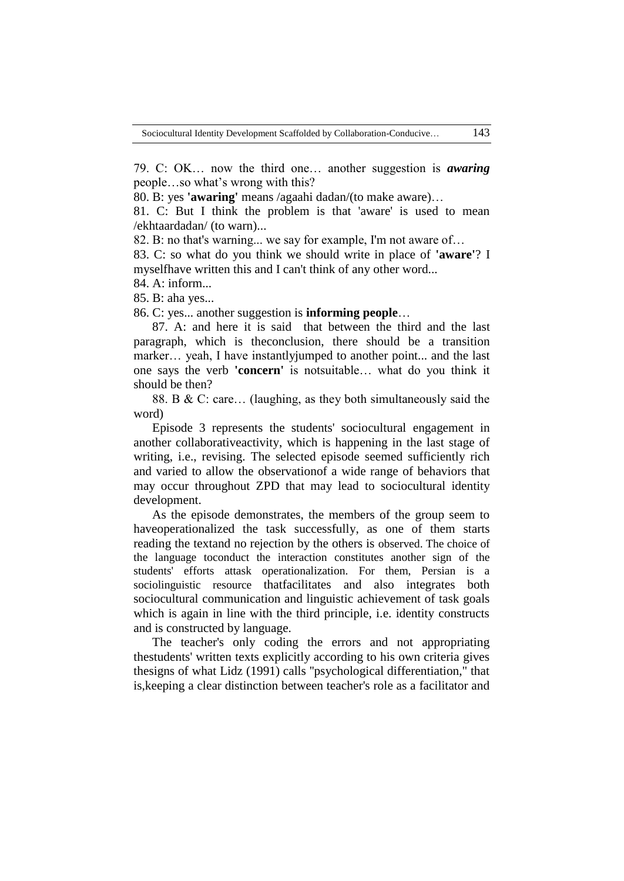79. C: OK… now the third one… another suggestion is ***awaring*** people…so what's wrong with this?

80. B: yes **'awaring'** means /agaahi dadan/(to make aware)…

81. C: But I think the problem is that 'aware' is used to mean /ekhtaardadan/ (to warn)...

82. B: no that's warning... we say for example, I'm not aware of…

83. C: so what do you think we should write in place of **'aware'**? I myselfhave written this and I can't think of any other word...

84. A: inform...

85. B: aha yes...

86. C: yes... another suggestion is **informing people**…

87. A: and here it is said that between the third and the last paragraph, which is theconclusion, there should be a transition marker… yeah, I have instantlyjumped to another point... and the last one says the verb **'concern'** is notsuitable… what do you think it should be then?

88. B & C: care… (laughing, as they both simultaneously said the word)

Episode 3 represents the students' sociocultural engagement in another collaborativeactivity, which is happening in the last stage of writing, i.e., revising. The selected episode seemed sufficiently rich and varied to allow the observationof a wide range of behaviors that may occur throughout ZPD that may lead to sociocultural identity development.

As the episode demonstrates, the members of the group seem to haveoperationalized the task successfully, as one of them starts reading the textand no rejection by the others is observed. The choice of the language toconduct the interaction constitutes another sign of the students' efforts attask operationalization. For them, Persian is a sociolinguistic resource thatfacilitates and also integrates both sociocultural communication and linguistic achievement of task goals which is again in line with the third principle, i.e. identity constructs and is constructed by language.

The teacher's only coding the errors and not appropriating thestudents' written texts explicitly according to his own criteria gives thesigns of what Lidz (1991) calls "psychological differentiation," that is,keeping a clear distinction between teacher's role as a facilitator and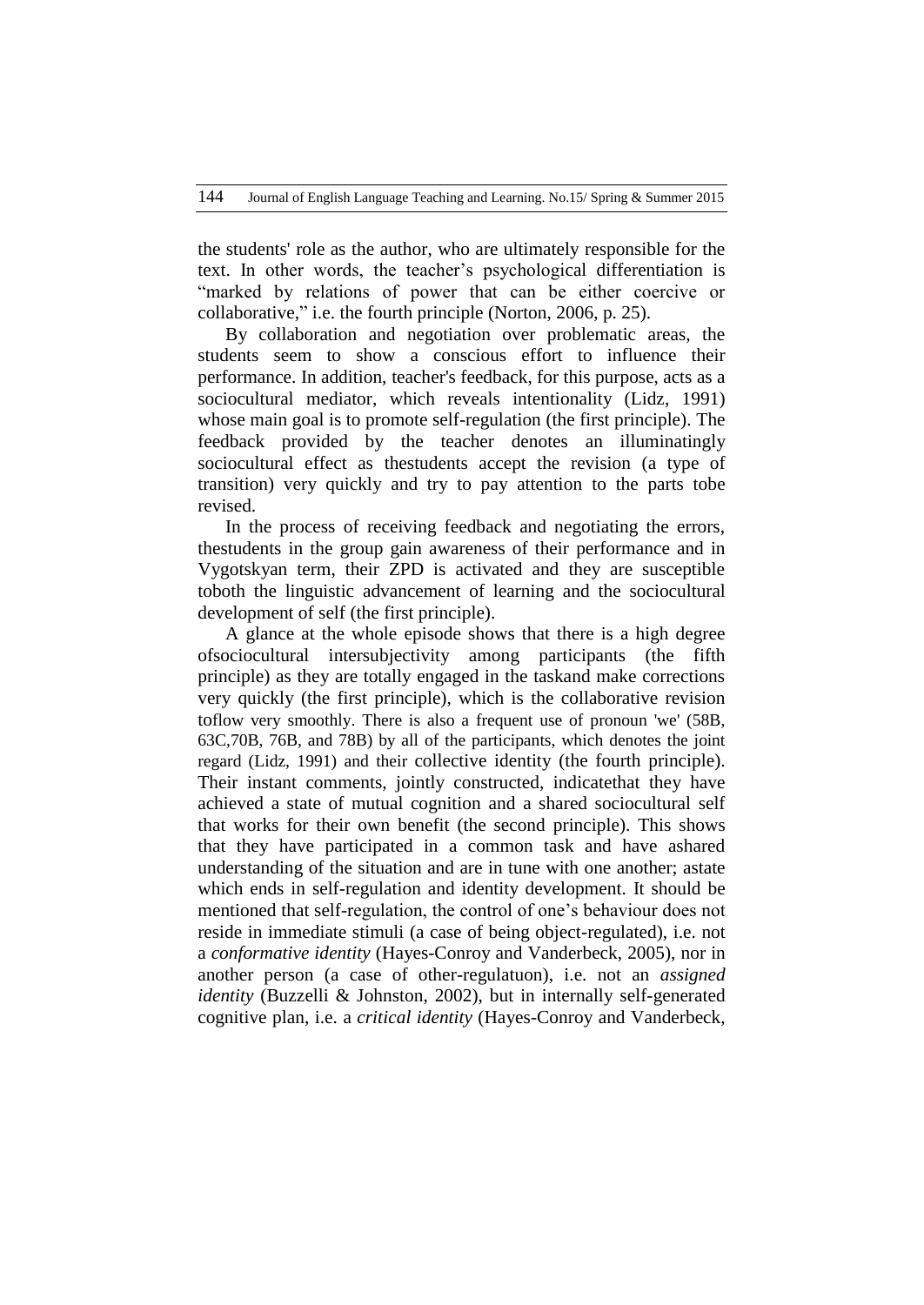the students' role as the author, who are ultimately responsible for the text. In other words, the teacher's psychological differentiation is "marked by relations of power that can be either coercive or collaborative," i.e. the fourth principle (Norton, 2006, p. 25).

By collaboration and negotiation over problematic areas, the students seem to show a conscious effort to influence their performance. In addition, teacher's feedback, for this purpose, acts as a sociocultural mediator, which reveals intentionality (Lidz, 1991) whose main goal is to promote self-regulation (the first principle). The feedback provided by the teacher denotes an illuminatingly sociocultural effect as thestudents accept the revision (a type of transition) very quickly and try to pay attention to the parts tobe revised.

In the process of receiving feedback and negotiating the errors, thestudents in the group gain awareness of their performance and in Vygotskyan term, their ZPD is activated and they are susceptible toboth the linguistic advancement of learning and the sociocultural development of self (the first principle).

A glance at the whole episode shows that there is a high degree ofsociocultural intersubjectivity among participants (the fifth principle) as they are totally engaged in the taskand make corrections very quickly (the first principle), which is the collaborative revision toflow very smoothly. There is also a frequent use of pronoun 'we' (58B, 63C,70B, 76B, and 78B) by all of the participants, which denotes the joint regard (Lidz, 1991) and their collective identity (the fourth principle). Their instant comments, jointly constructed, indicatethat they have achieved a state of mutual cognition and a shared sociocultural self that works for their own benefit (the second principle). This shows that they have participated in a common task and have ashared understanding of the situation and are in tune with one another; astate which ends in self-regulation and identity development. It should be mentioned that self-regulation, the control of one's behaviour does not reside in immediate stimuli (a case of being object-regulated), i.e. not a *conformative identity* (Hayes-Conroy and Vanderbeck, 2005), nor in another person (a case of other-regulatuon), i.e. not an *assigned identity* (Buzzelli & Johnston, 2002), but in internally self-generated cognitive plan, i.e. a *critical identity* (Hayes-Conroy and Vanderbeck,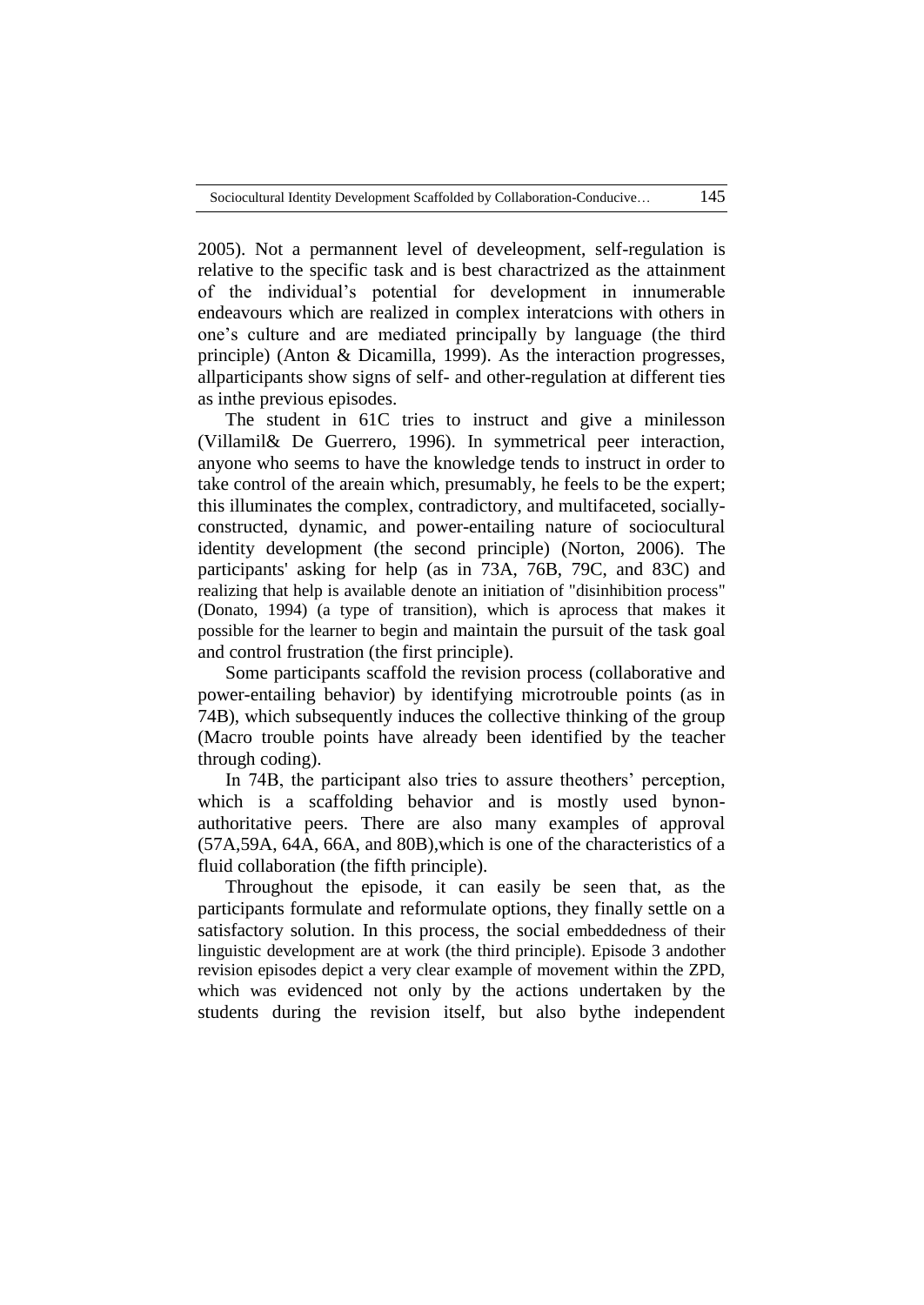2005). Not a permannent level of develeopment, self-regulation is relative to the specific task and is best charactrized as the attainment of the individual's potential for development in innumerable endeavours which are realized in complex interatcions with others in one's culture and are mediated principally by language (the third principle) (Anton & Dicamilla, 1999). As the interaction progresses, allparticipants show signs of self- and other-regulation at different ties as inthe previous episodes.

The student in 61C tries to instruct and give a minilesson (Villamil& De Guerrero, 1996). In symmetrical peer interaction, anyone who seems to have the knowledge tends to instruct in order to take control of the areain which, presumably, he feels to be the expert; this illuminates the complex, contradictory, and multifaceted, socially-constructed, dynamic, and power-entailing nature of sociocultural identity development (the second principle) (Norton, 2006). The participants' asking for help (as in 73A, 76B, 79C, and 83C) and realizing that help is available denote an initiation of "disinhibition process" (Donato, 1994) (a type of transition), which is aprocess that makes it possible for the learner to begin and maintain the pursuit of the task goal and control frustration (the first principle).

Some participants scaffold the revision process (collaborative and power-entailing behavior) by identifying microtrouble points (as in 74B), which subsequently induces the collective thinking of the group (Macro trouble points have already been identified by the teacher through coding).

In 74B, the participant also tries to assure theothers' perception, which is a scaffolding behavior and is mostly used bynon-authoritative peers. There are also many examples of approval (57A,59A, 64A, 66A, and 80B),which is one of the characteristics of a fluid collaboration (the fifth principle).

Throughout the episode, it can easily be seen that, as the participants formulate and reformulate options, they finally settle on a satisfactory solution. In this process, the social embeddedness of their linguistic development are at work (the third principle). Episode 3 andother revision episodes depict a very clear example of movement within the ZPD, which was evidenced not only by the actions undertaken by the students during the revision itself, but also bythe independent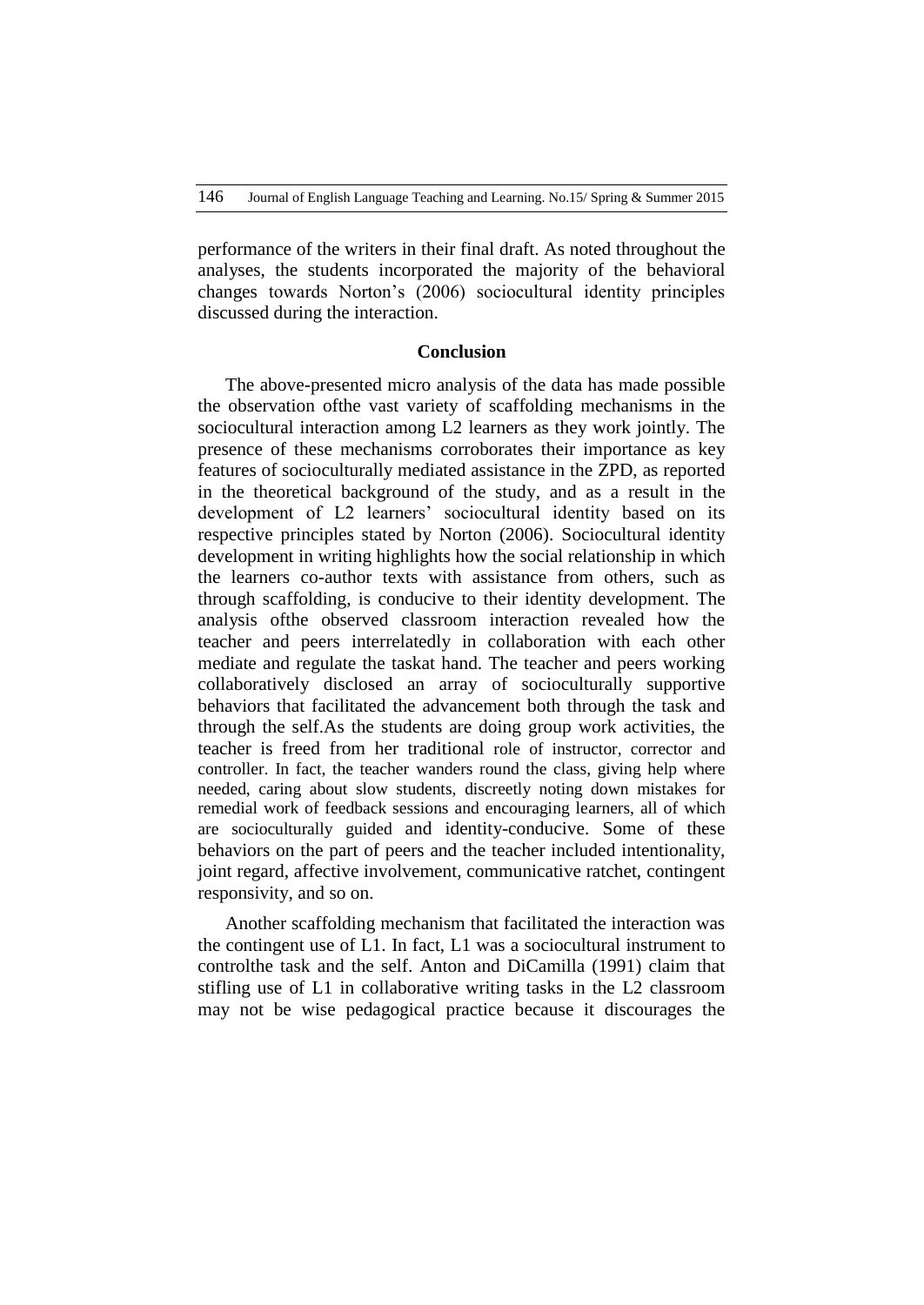performance of the writers in their final draft. As noted throughout the analyses, the students incorporated the majority of the behavioral changes towards Norton's (2006) sociocultural identity principles discussed during the interaction.

## Conclusion

The above-presented micro analysis of the data has made possible the observation ofthe vast variety of scaffolding mechanisms in the sociocultural interaction among L2 learners as they work jointly. The presence of these mechanisms corroborates their importance as key features of socioculturally mediated assistance in the ZPD, as reported in the theoretical background of the study, and as a result in the development of L2 learners' sociocultural identity based on its respective principles stated by Norton (2006). Sociocultural identity development in writing highlights how the social relationship in which the learners co-author texts with assistance from others, such as through scaffolding, is conducive to their identity development. The analysis ofthe observed classroom interaction revealed how the teacher and peers interrelatedly in collaboration with each other mediate and regulate the taskat hand. The teacher and peers working collaboratively disclosed an array of socioculturally supportive behaviors that facilitated the advancement both through the task and through the self.As the students are doing group work activities, the teacher is freed from her traditional role of instructor, corrector and controller. In fact, the teacher wanders round the class, giving help where needed, caring about slow students, discreetly noting down mistakes for remedial work of feedback sessions and encouraging learners, all of which are socioculturally guided and identity-conducive. Some of these behaviors on the part of peers and the teacher included intentionality, joint regard, affective involvement, communicative ratchet, contingent responsivity, and so on.

Another scaffolding mechanism that facilitated the interaction was the contingent use of L1. In fact, L1 was a sociocultural instrument to controlthe task and the self. Anton and DiCamilla (1991) claim that stifling use of L1 in collaborative writing tasks in the L2 classroom may not be wise pedagogical practice because it discourages the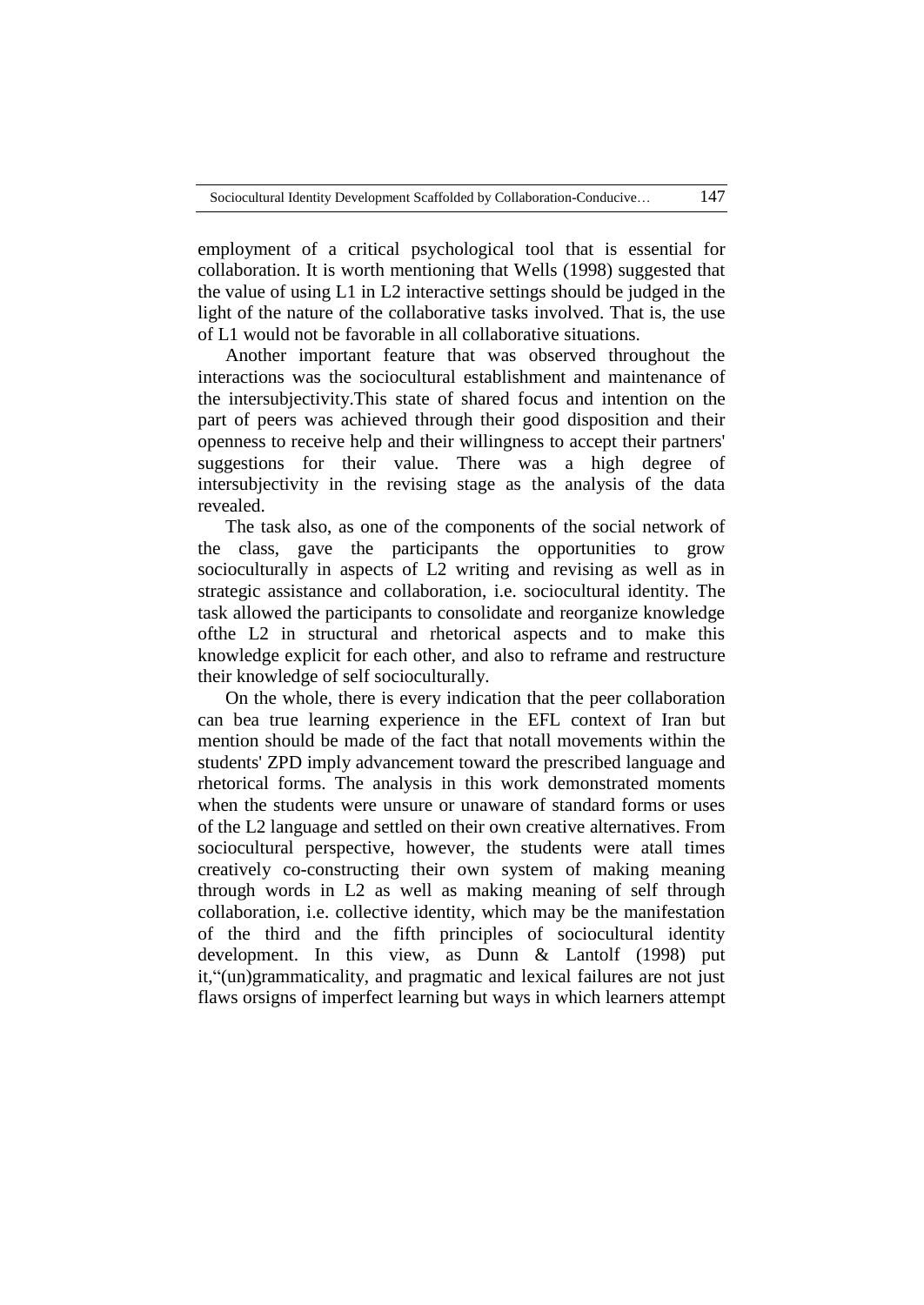employment of a critical psychological tool that is essential for collaboration. It is worth mentioning that Wells (1998) suggested that the value of using L1 in L2 interactive settings should be judged in the light of the nature of the collaborative tasks involved. That is, the use of L1 would not be favorable in all collaborative situations.

Another important feature that was observed throughout the interactions was the sociocultural establishment and maintenance of the intersubjectivity.This state of shared focus and intention on the part of peers was achieved through their good disposition and their openness to receive help and their willingness to accept their partners' suggestions for their value. There was a high degree of intersubjectivity in the revising stage as the analysis of the data revealed.

The task also, as one of the components of the social network of the class, gave the participants the opportunities to grow socioculturally in aspects of L2 writing and revising as well as in strategic assistance and collaboration, i.e. sociocultural identity. The task allowed the participants to consolidate and reorganize knowledge ofthe L2 in structural and rhetorical aspects and to make this knowledge explicit for each other, and also to reframe and restructure their knowledge of self socioculturally.

On the whole, there is every indication that the peer collaboration can bea true learning experience in the EFL context of Iran but mention should be made of the fact that notall movements within the students' ZPD imply advancement toward the prescribed language and rhetorical forms. The analysis in this work demonstrated moments when the students were unsure or unaware of standard forms or uses of the L2 language and settled on their own creative alternatives. From sociocultural perspective, however, the students were atall times creatively co-constructing their own system of making meaning through words in L2 as well as making meaning of self through collaboration, i.e. collective identity, which may be the manifestation of the third and the fifth principles of sociocultural identity development. In this view, as Dunn & Lantolf (1998) put it,"(un)grammaticality, and pragmatic and lexical failures are not just flaws orsigns of imperfect learning but ways in which learners attempt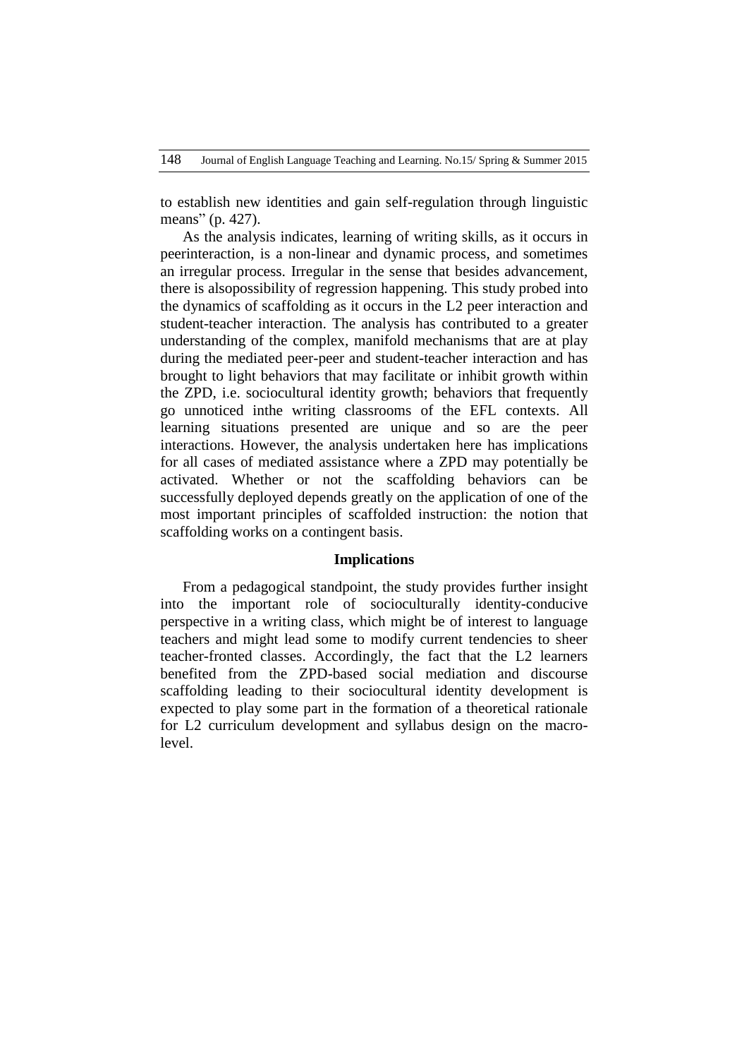to establish new identities and gain self-regulation through linguistic means" (p. 427).

As the analysis indicates, learning of writing skills, as it occurs in peerinteraction, is a non-linear and dynamic process, and sometimes an irregular process. Irregular in the sense that besides advancement, there is alsopossibility of regression happening. This study probed into the dynamics of scaffolding as it occurs in the L2 peer interaction and student-teacher interaction. The analysis has contributed to a greater understanding of the complex, manifold mechanisms that are at play during the mediated peer-peer and student-teacher interaction and has brought to light behaviors that may facilitate or inhibit growth within the ZPD, i.e. sociocultural identity growth; behaviors that frequently go unnoticed inthe writing classrooms of the EFL contexts. All learning situations presented are unique and so are the peer interactions. However, the analysis undertaken here has implications for all cases of mediated assistance where a ZPD may potentially be activated. Whether or not the scaffolding behaviors can be successfully deployed depends greatly on the application of one of the most important principles of scaffolded instruction: the notion that scaffolding works on a contingent basis.

## Implications

From a pedagogical standpoint, the study provides further insight into the important role of socioculturally identity-conducive perspective in a writing class, which might be of interest to language teachers and might lead some to modify current tendencies to sheer teacher-fronted classes. Accordingly, the fact that the L2 learners benefited from the ZPD-based social mediation and discourse scaffolding leading to their sociocultural identity development is expected to play some part in the formation of a theoretical rationale for L2 curriculum development and syllabus design on the macro-level.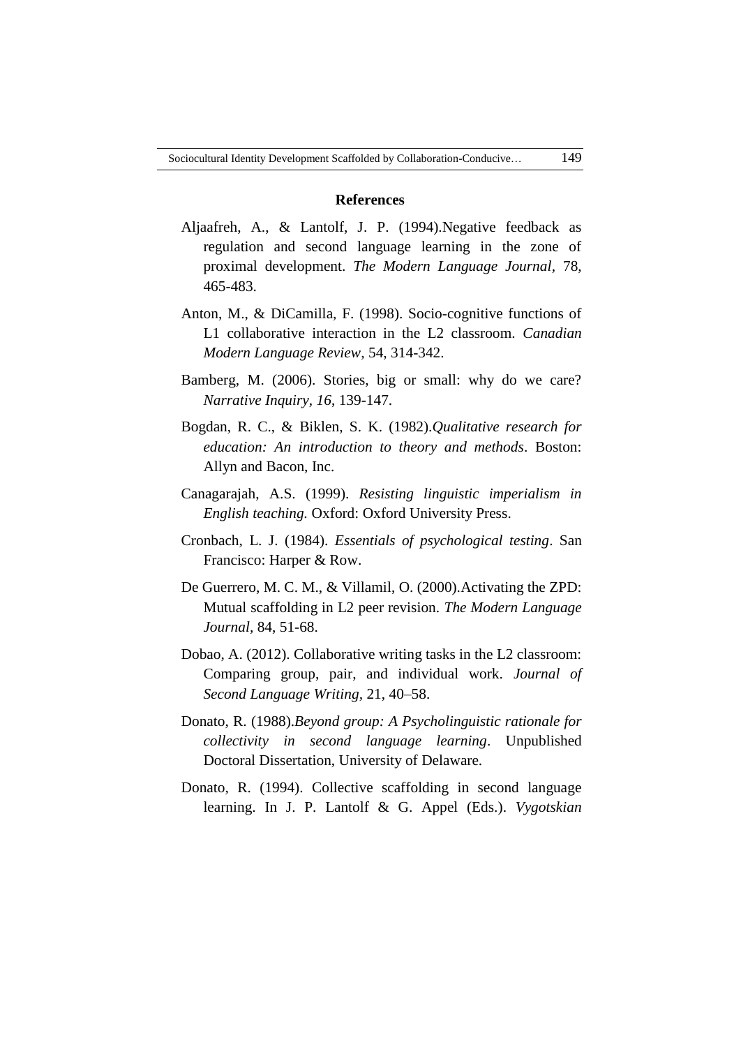## References

Aljaafreh, A., & Lantolf, J. P. (1994).Negative feedback as regulation and second language learning in the zone of proximal development. *The Modern Language Journal*, 78, 465-483.

Anton, M., & DiCamilla, F. (1998). Socio-cognitive functions of L1 collaborative interaction in the L2 classroom. *Canadian Modern Language Review*, 54, 314-342.

Bamberg, M. (2006). Stories, big or small: why do we care? *Narrative Inquiry*, *16*, 139-147.

Bogdan, R. C., & Biklen, S. K. (1982).*Qualitative research for education: An introduction to theory and methods*. Boston: Allyn and Bacon, Inc.

Canagarajah, A.S. (1999). *Resisting linguistic imperialism in English teaching.* Oxford: Oxford University Press.

Cronbach, L. J. (1984). *Essentials of psychological testing*. San Francisco: Harper & Row.

De Guerrero, M. C. M., & Villamil, O. (2000).Activating the ZPD: Mutual scaffolding in L2 peer revision. *The Modern Language Journal*, 84, 51-68.

Dobao, A. (2012). Collaborative writing tasks in the L2 classroom: Comparing group, pair, and individual work. *Journal of Second Language Writing*, 21, 40–58.

Donato, R. (1988).*Beyond group: A Psycholinguistic rationale for collectivity in second language learning*. Unpublished Doctoral Dissertation, University of Delaware.

Donato, R. (1994). Collective scaffolding in second language learning. In J. P. Lantolf & G. Appel (Eds.). *Vygotskian*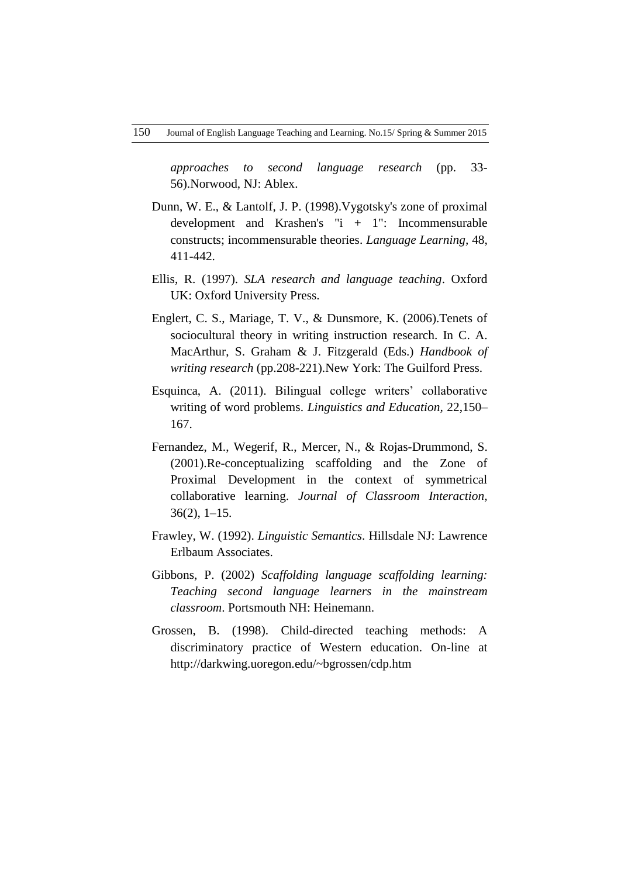*approaches to second language research* (pp. 33-56).Norwood, NJ: Ablex.

Dunn, W. E., & Lantolf, J. P. (1998).Vygotsky's zone of proximal development and Krashen's "i + 1": Incommensurable constructs; incommensurable theories. *Language Learning,* 48, 411-442.

Ellis, R. (1997). *SLA research and language teaching*. Oxford UK: Oxford University Press.

Englert, C. S., Mariage, T. V., & Dunsmore, K. (2006).Tenets of sociocultural theory in writing instruction research. In C. A. MacArthur, S. Graham & J. Fitzgerald (Eds.) *Handbook of writing research* (pp.208-221).New York: The Guilford Press.

Esquinca, A. (2011). Bilingual college writers' collaborative writing of word problems. *Linguistics and Education,* 22,150–167.

Fernandez, M., Wegerif, R., Mercer, N., & Rojas-Drummond, S. (2001).Re-conceptualizing scaffolding and the Zone of Proximal Development in the context of symmetrical collaborative learning. *Journal of Classroom Interaction,* 36(2), 1–15.

Frawley, W. (1992). *Linguistic Semantics*. Hillsdale NJ: Lawrence Erlbaum Associates.

Gibbons, P. (2002) *Scaffolding language scaffolding learning: Teaching second language learners in the mainstream classroom*. Portsmouth NH: Heinemann.

Grossen, B. (1998). Child-directed teaching methods: A discriminatory practice of Western education. On-line at http://darkwing.uoregon.edu/~bgrossen/cdp.htm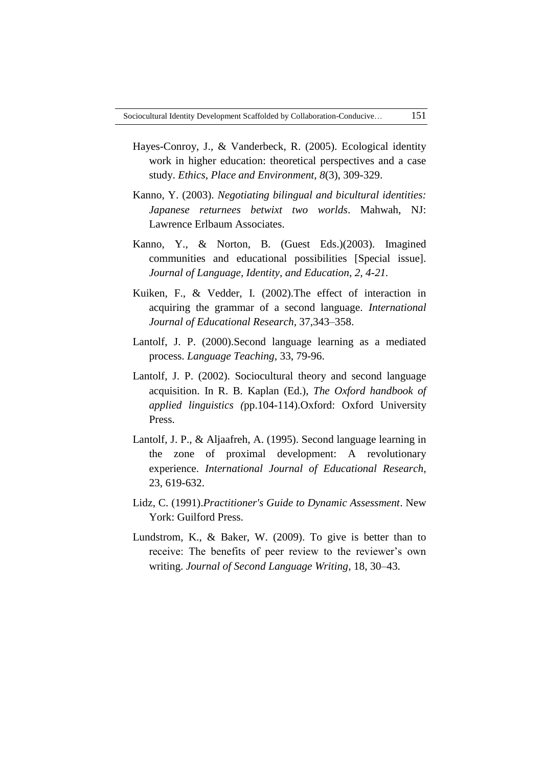Hayes-Conroy, J., & Vanderbeck, R. (2005). Ecological identity work in higher education: theoretical perspectives and a case study. *Ethics, Place and Environment, 8*(3), 309-329.

Kanno, Y. (2003). *Negotiating bilingual and bicultural identities: Japanese returnees betwixt two worlds*. Mahwah, NJ: Lawrence Erlbaum Associates.

Kanno, Y., & Norton, B. (Guest Eds.)(2003). Imagined communities and educational possibilities [Special issue]. *Journal of Language, Identity, and Education, 2, 4-21.*

Kuiken, F., & Vedder, I. (2002).The effect of interaction in acquiring the grammar of a second language. *International Journal of Educational Research*, 37,343–358.

Lantolf, J. P. (2000).Second language learning as a mediated process. *Language Teaching*, 33, 79-96.

Lantolf, J. P. (2002). Sociocultural theory and second language acquisition. In R. B. Kaplan (Ed.), *The Oxford handbook of applied linguistics (*pp.104-114).Oxford: Oxford University Press.

Lantolf, J. P., & Aljaafreh, A. (1995). Second language learning in the zone of proximal development: A revolutionary experience. *International Journal of Educational Research*, 23, 619-632.

Lidz, C. (1991).*Practitioner's Guide to Dynamic Assessment*. New York: Guilford Press.

Lundstrom, K., & Baker, W. (2009). To give is better than to receive: The benefits of peer review to the reviewer's own writing. *Journal of Second Language Writing*, 18, 30–43.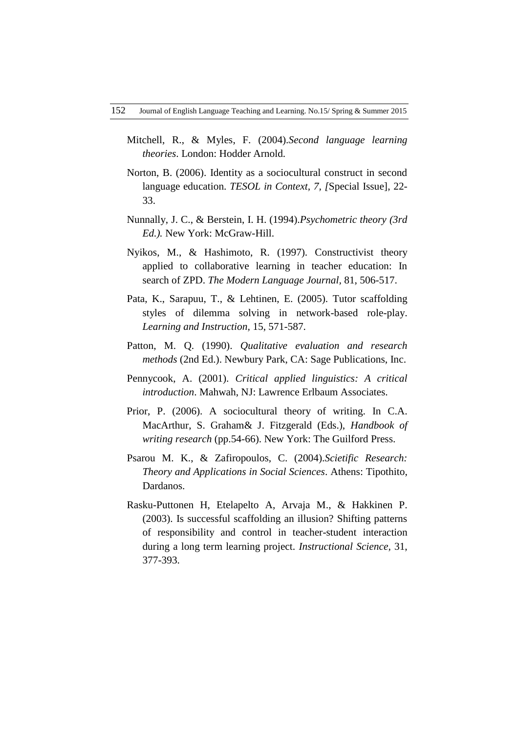Mitchell, R., & Myles, F. (2004).*Second language learning theories*. London: Hodder Arnold.

Norton, B. (2006). Identity as a sociocultural construct in second language education. *TESOL in Context, 7, [*Special Issue], 22-33.

Nunnally, J. C., & Berstein, I. H. (1994).*Psychometric theory (3rd Ed.).* New York: McGraw-Hill.

Nyikos, M., & Hashimoto, R. (1997). Constructivist theory applied to collaborative learning in teacher education: In search of ZPD. *The Modern Language Journal*, 81, 506-517.

Pata, K., Sarapuu, T., & Lehtinen, E. (2005). Tutor scaffolding styles of dilemma solving in network-based role-play. *Learning and Instruction*, 15, 571-587.

Patton, M. Q. (1990). *Qualitative evaluation and research methods* (2nd Ed.). Newbury Park, CA: Sage Publications, Inc.

Pennycook, A. (2001). *Critical applied linguistics: A critical introduction*. Mahwah, NJ: Lawrence Erlbaum Associates.

Prior, P. (2006). A sociocultural theory of writing. In C.A. MacArthur, S. Graham& J. Fitzgerald (Eds.), *Handbook of writing research* (pp.54-66). New York: The Guilford Press.

Psarou M. K., & Zafiropoulos, C. (2004).*Scietific Research: Theory and Applications in Social Sciences*. Athens: Tipothito, Dardanos.

Rasku-Puttonen H, Etelapelto A, Arvaja M., & Hakkinen P. (2003). Is successful scaffolding an illusion? Shifting patterns of responsibility and control in teacher-student interaction during a long term learning project. *Instructional Science*, 31, 377-393.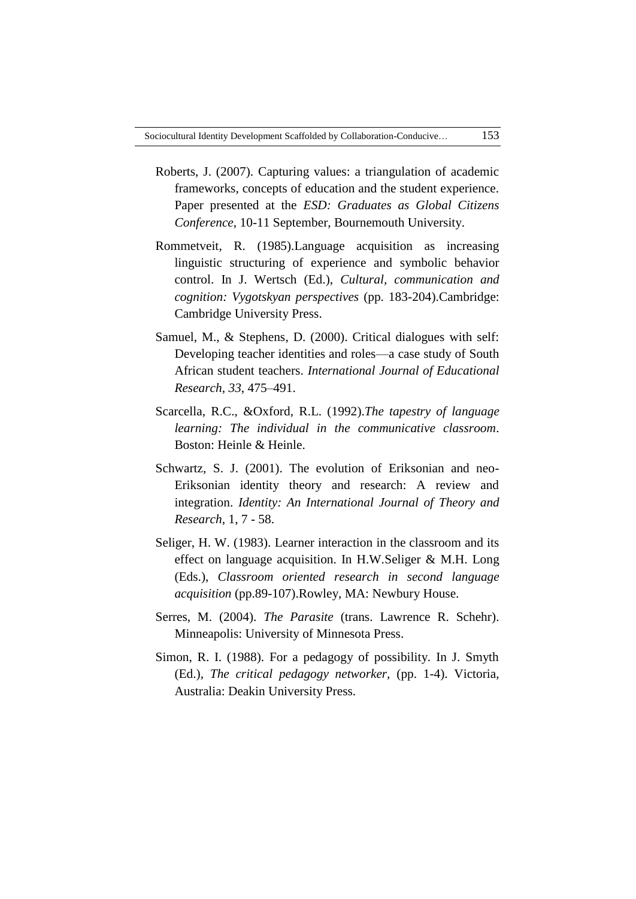Roberts, J. (2007). Capturing values: a triangulation of academic frameworks, concepts of education and the student experience. Paper presented at the *ESD: Graduates as Global Citizens Conference*, 10-11 September, Bournemouth University.

Rommetveit, R. (1985).Language acquisition as increasing linguistic structuring of experience and symbolic behavior control. In J. Wertsch (Ed.), *Cultural, communication and cognition: Vygotskyan perspectives* (pp. 183-204).Cambridge: Cambridge University Press.

Samuel, M., & Stephens, D. (2000). Critical dialogues with self: Developing teacher identities and roles—a case study of South African student teachers. *International Journal of Educational Research, 33*, 475–491.

Scarcella, R.C., &Oxford, R.L. (1992).*The tapestry of language learning: The individual in the communicative classroom*. Boston: Heinle & Heinle.

Schwartz, S. J. (2001). The evolution of Eriksonian and neo-Eriksonian identity theory and research: A review and integration. *Identity: An International Journal of Theory and Research*, 1, 7 - 58.

Seliger, H. W. (1983). Learner interaction in the classroom and its effect on language acquisition. In H.W.Seliger & M.H. Long (Eds.), *Classroom oriented research in second language acquisition* (pp.89-107).Rowley, MA: Newbury House.

Serres, M. (2004). *The Parasite* (trans. Lawrence R. Schehr). Minneapolis: University of Minnesota Press.

Simon, R. I. (1988). For a pedagogy of possibility. In J. Smyth (Ed.), *The critical pedagogy networker*, (pp. 1-4). Victoria, Australia: Deakin University Press.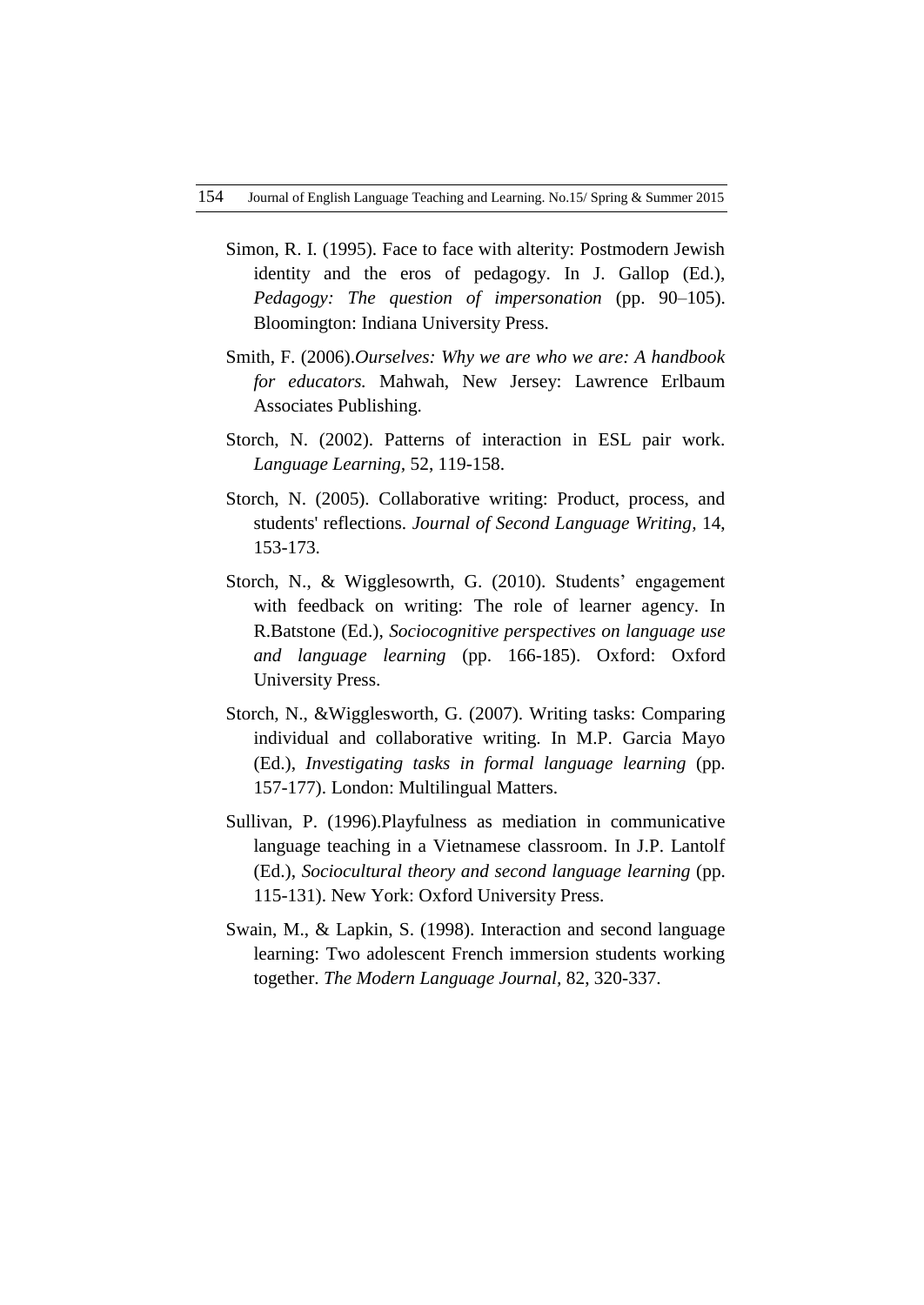Simon, R. I. (1995). Face to face with alterity: Postmodern Jewish identity and the eros of pedagogy. In J. Gallop (Ed.), *Pedagogy: The question of impersonation* (pp. 90–105). Bloomington: Indiana University Press.

Smith, F. (2006).*Ourselves: Why we are who we are: A handbook for educators.* Mahwah, New Jersey: Lawrence Erlbaum Associates Publishing.

Storch, N. (2002). Patterns of interaction in ESL pair work. *Language Learning*, 52, 119-158.

Storch, N. (2005). Collaborative writing: Product, process, and students' reflections. *Journal of Second Language Writing*, 14, 153-173.

Storch, N., & Wigglesowrth, G. (2010). Students' engagement with feedback on writing: The role of learner agency. In R.Batstone (Ed.), *Sociocognitive perspectives on language use and language learning* (pp. 166-185). Oxford: Oxford University Press.

Storch, N., &Wigglesworth, G. (2007). Writing tasks: Comparing individual and collaborative writing. In M.P. Garcia Mayo (Ed.), *Investigating tasks in formal language learning* (pp. 157-177). London: Multilingual Matters.

Sullivan, P. (1996).Playfulness as mediation in communicative language teaching in a Vietnamese classroom. In J.P. Lantolf (Ed.), *Sociocultural theory and second language learning* (pp. 115-131). New York: Oxford University Press.

Swain, M., & Lapkin, S. (1998). Interaction and second language learning: Two adolescent French immersion students working together. *The Modern Language Journal*, 82, 320-337.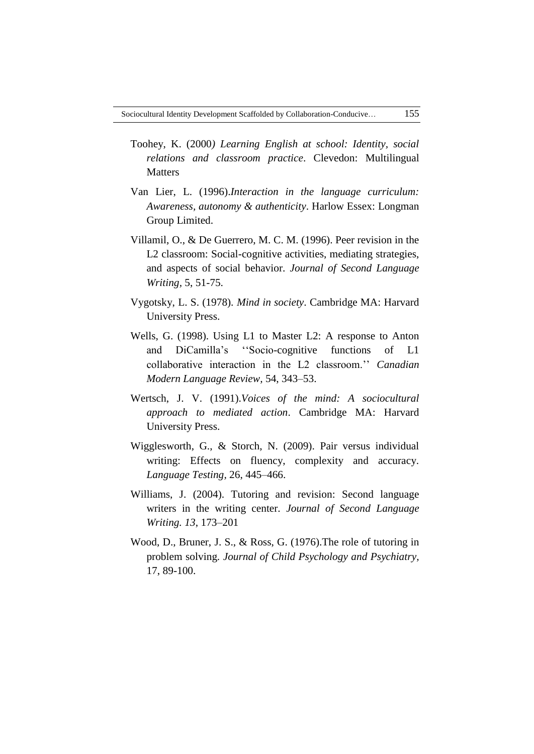Toohey, K. (2000*) Learning English at school: Identity, social relations and classroom practice*. Clevedon: Multilingual Matters

Van Lier, L. (1996).*Interaction in the language curriculum: Awareness, autonomy & authenticity*. Harlow Essex: Longman Group Limited.

Villamil, O., & De Guerrero, M. C. M. (1996). Peer revision in the L2 classroom: Social-cognitive activities, mediating strategies, and aspects of social behavior. *Journal of Second Language Writing*, 5, 51-75.

Vygotsky, L. S. (1978). *Mind in society*. Cambridge MA: Harvard University Press.

Wells, G. (1998). Using L1 to Master L2: A response to Anton and DiCamilla's ''Socio-cognitive functions of L1 collaborative interaction in the L2 classroom.'' *Canadian Modern Language Review*, 54, 343–53.

Wertsch, J. V. (1991).*Voices of the mind: A sociocultural approach to mediated action*. Cambridge MA: Harvard University Press.

Wigglesworth, G., & Storch, N. (2009). Pair versus individual writing: Effects on fluency, complexity and accuracy. *Language Testing*, 26, 445–466.

Williams, J. (2004). Tutoring and revision: Second language writers in the writing center. *Journal of Second Language Writing. 13*, 173–201

Wood, D., Bruner, J. S., & Ross, G. (1976).The role of tutoring in problem solving. *Journal of Child Psychology and Psychiatry*, 17, 89-100.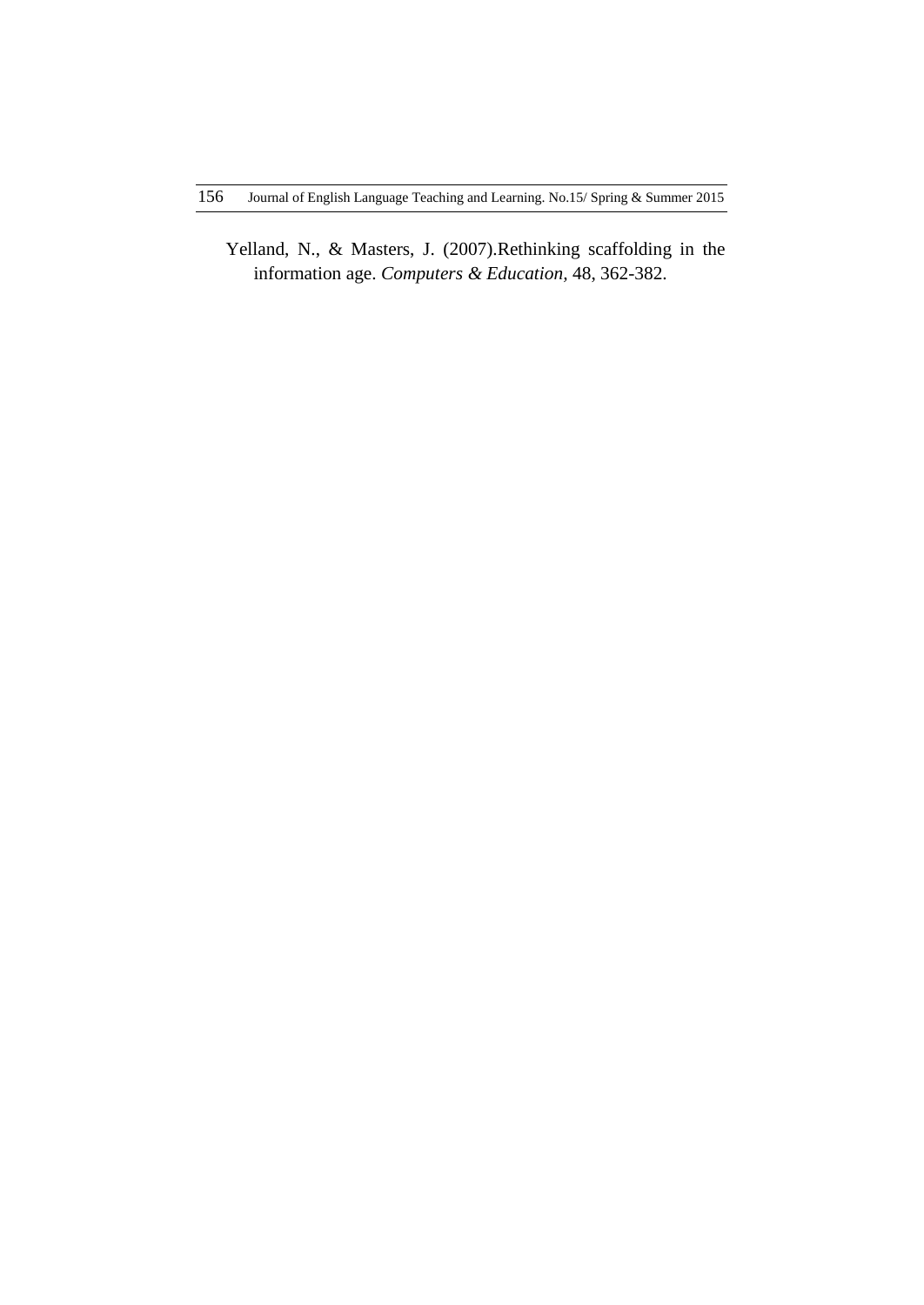Yelland, N., & Masters, J. (2007).Rethinking scaffolding in the information age. *Computers & Education*, 48, 362-382.